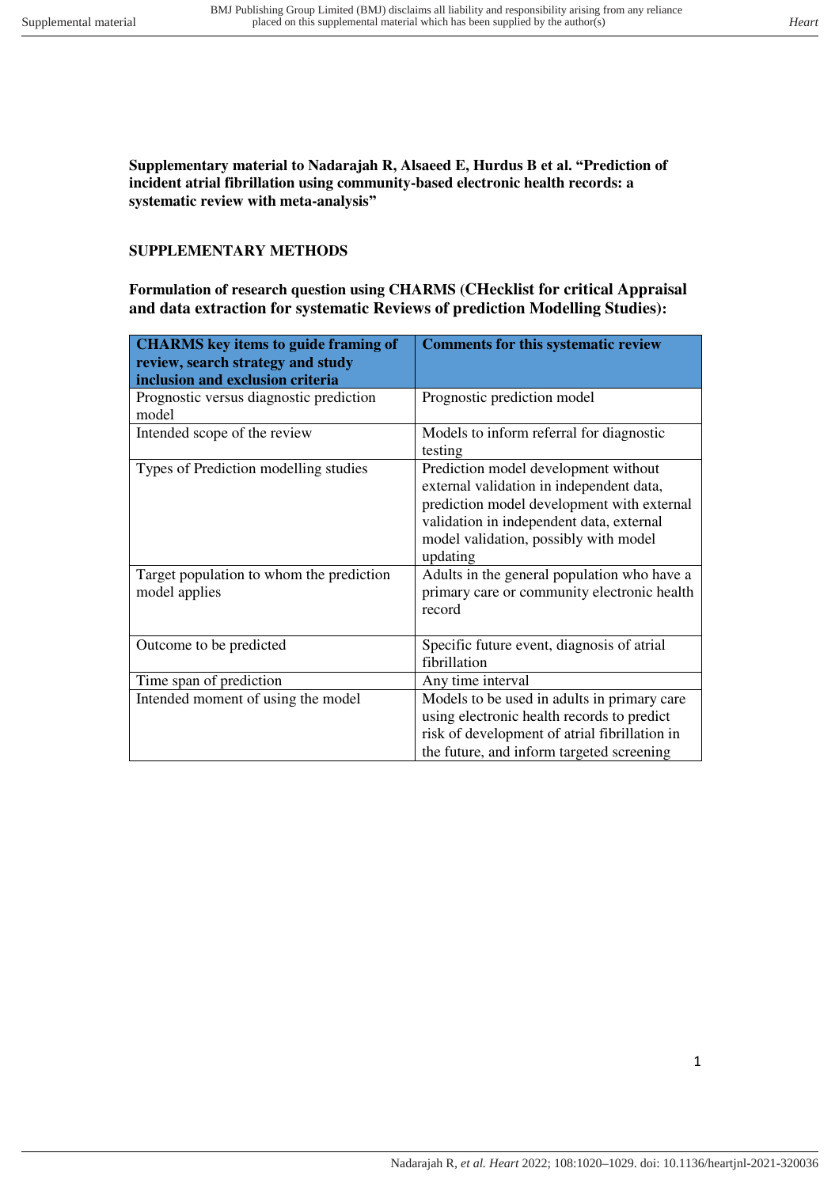**Supplementary material to Nadarajah R, Alsaeed E, Hurdus B et al. "Prediction of incident atrial fibrillation using community-based electronic health records: a systematic review with meta-analysis"**

## SUPPLEMENTARY METHODS

### Formulation of research question using CHARMS (CHecklist for critical Appraisal and data extraction for systematic Reviews of prediction Modelling Studies):

| CHARMS key items to guide framing of review, search strategy and study inclusion and exclusion criteria | Comments for this systematic review |
|---|---|
| Prognostic versus diagnostic prediction model | Prognostic prediction model |
| Intended scope of the review | Models to inform referral for diagnostic testing |
| Types of Prediction modelling studies | Prediction model development without external validation in independent data, prediction model development with external validation in independent data, external model validation, possibly with model updating |
| Target population to whom the prediction model applies | Adults in the general population who have a primary care or community electronic health record |
| Outcome to be predicted | Specific future event, diagnosis of atrial fibrillation |
| Time span of prediction | Any time interval |
| Intended moment of using the model | Models to be used in adults in primary care using electronic health records to predict risk of development of atrial fibrillation in the future, and inform targeted screening |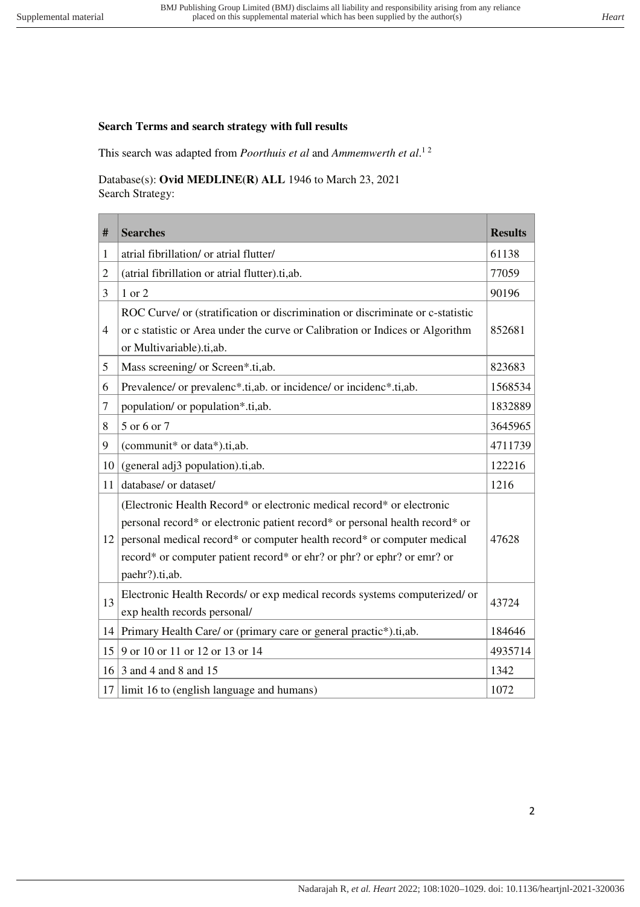**Search Terms and search strategy with full results**

This search was adapted from *Poorthuis et al* and *Ammemwerth et al*.[1 2]

Database(s): **Ovid MEDLINE(R) ALL** 1946 to March 23, 2021
Search Strategy:

| # | Searches | Results |
|---|---|---|
| 1 | atrial fibrillation/ or atrial flutter/ | 61138 |
| 2 | (atrial fibrillation or atrial flutter).ti,ab. | 77059 |
| 3 | 1 or 2 | 90196 |
| 4 | ROC Curve/ or (stratification or discrimination or discriminate or c-statistic or c statistic or Area under the curve or Calibration or Indices or Algorithm or Multivariable).ti,ab. | 852681 |
| 5 | Mass screening/ or Screen*.ti,ab. | 823683 |
| 6 | Prevalence/ or prevalenc*.ti,ab. or incidence/ or incidenc*.ti,ab. | 1568534 |
| 7 | population/ or population*.ti,ab. | 1832889 |
| 8 | 5 or 6 or 7 | 3645965 |
| 9 | (communit* or data*).ti,ab. | 4711739 |
| 10 | (general adj3 population).ti,ab. | 122216 |
| 11 | database/ or dataset/ | 1216 |
| 12 | (Electronic Health Record* or electronic medical record* or electronic personal record* or electronic patient record* or personal health record* or personal medical record* or computer health record* or computer medical record* or computer patient record* or ehr? or phr? or ephr? or emr? or paehr?).ti,ab. | 47628 |
| 13 | Electronic Health Records/ or exp medical records systems computerized/ or exp health records personal/ | 43724 |
| 14 | Primary Health Care/ or (primary care or general practic*).ti,ab. | 184646 |
| 15 | 9 or 10 or 11 or 12 or 13 or 14 | 4935714 |
| 16 | 3 and 4 and 8 and 15 | 1342 |
| 17 | limit 16 to (english language and humans) | 1072 |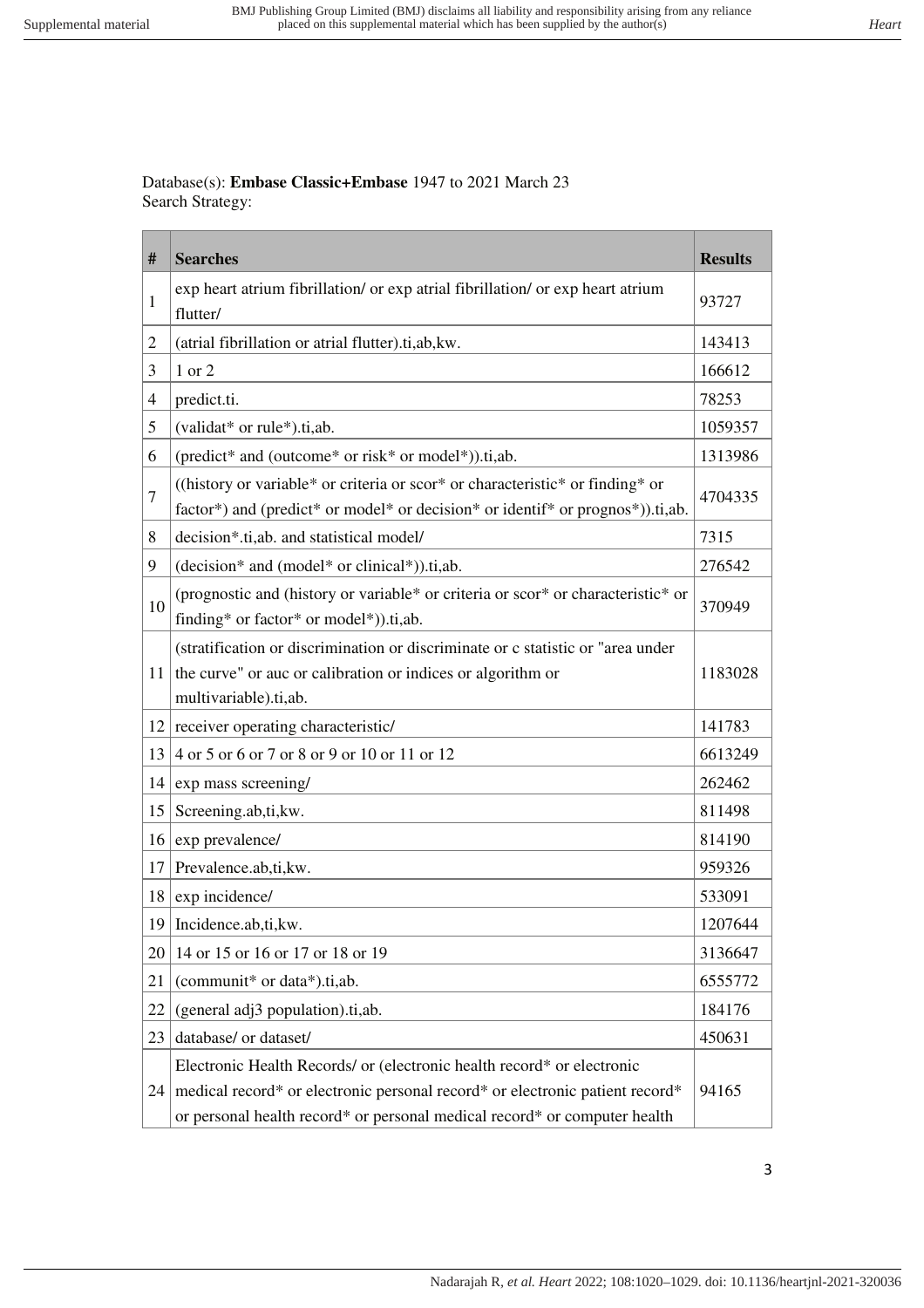Database(s): **Embase Classic+Embase** 1947 to 2021 March 23
Search Strategy:

| # | Searches | Results |
|---|---|---|
| 1 | exp heart atrium fibrillation/ or exp atrial fibrillation/ or exp heart atrium flutter/ | 93727 |
| 2 | (atrial fibrillation or atrial flutter).ti,ab,kw. | 143413 |
| 3 | 1 or 2 | 166612 |
| 4 | predict.ti. | 78253 |
| 5 | (validat* or rule*).ti,ab. | 1059357 |
| 6 | (predict* and (outcome* or risk* or model*)).ti,ab. | 1313986 |
| 7 | ((history or variable* or criteria or scor* or characteristic* or finding* or factor*) and (predict* or model* or decision* or identif* or prognos*)).ti,ab. | 4704335 |
| 8 | decision*.ti,ab. and statistical model/ | 7315 |
| 9 | (decision* and (model* or clinical*)).ti,ab. | 276542 |
| 10 | (prognostic and (history or variable* or criteria or scor* or characteristic* or finding* or factor* or model*)).ti,ab. | 370949 |
| 11 | (stratification or discrimination or discriminate or c statistic or "area under the curve" or auc or calibration or indices or algorithm or multivariable).ti,ab. | 1183028 |
| 12 | receiver operating characteristic/ | 141783 |
| 13 | 4 or 5 or 6 or 7 or 8 or 9 or 10 or 11 or 12 | 6613249 |
| 14 | exp mass screening/ | 262462 |
| 15 | Screening.ab,ti,kw. | 811498 |
| 16 | exp prevalence/ | 814190 |
| 17 | Prevalence.ab,ti,kw. | 959326 |
| 18 | exp incidence/ | 533091 |
| 19 | Incidence.ab,ti,kw. | 1207644 |
| 20 | 14 or 15 or 16 or 17 or 18 or 19 | 3136647 |
| 21 | (communit* or data*).ti,ab. | 6555772 |
| 22 | (general adj3 population).ti,ab. | 184176 |
| 23 | database/ or dataset/ | 450631 |
| 24 | Electronic Health Records/ or (electronic health record* or electronic medical record* or electronic personal record* or electronic patient record* or personal health record* or personal medical record* or computer health | 94165 |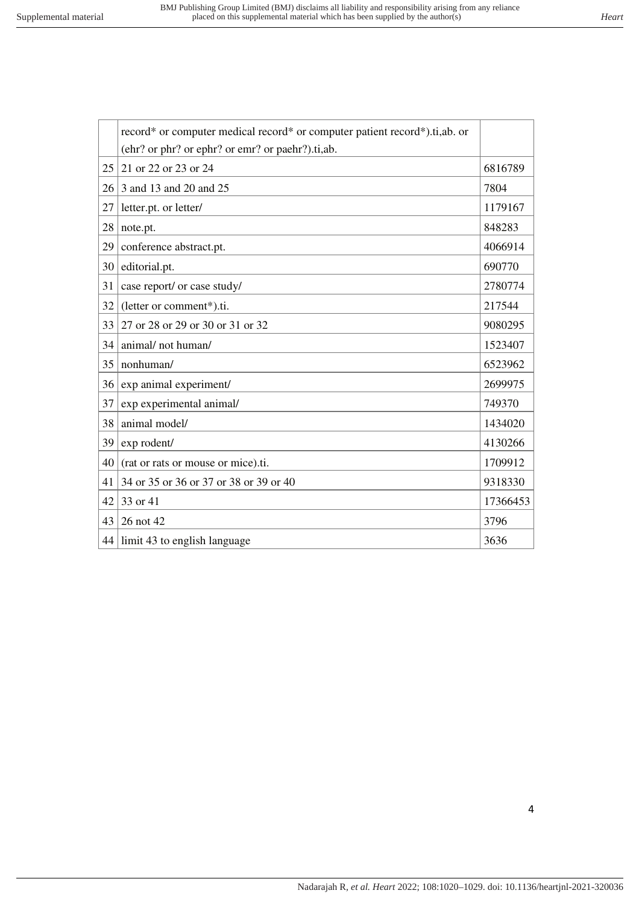|  |  |  |
|---|---|---|
|  | record* or computer medical record* or computer patient record*).ti,ab. or (ehr? or phr? or ephr? or emr? or paehr?).ti,ab. |  |
| 25 | 21 or 22 or 23 or 24 | 6816789 |
| 26 | 3 and 13 and 20 and 25 | 7804 |
| 27 | letter.pt. or letter/ | 1179167 |
| 28 | note.pt. | 848283 |
| 29 | conference abstract.pt. | 4066914 |
| 30 | editorial.pt. | 690770 |
| 31 | case report/ or case study/ | 2780774 |
| 32 | (letter or comment*).ti. | 217544 |
| 33 | 27 or 28 or 29 or 30 or 31 or 32 | 9080295 |
| 34 | animal/ not human/ | 1523407 |
| 35 | nonhuman/ | 6523962 |
| 36 | exp animal experiment/ | 2699975 |
| 37 | exp experimental animal/ | 749370 |
| 38 | animal model/ | 1434020 |
| 39 | exp rodent/ | 4130266 |
| 40 | (rat or rats or mouse or mice).ti. | 1709912 |
| 41 | 34 or 35 or 36 or 37 or 38 or 39 or 40 | 9318330 |
| 42 | 33 or 41 | 17366453 |
| 43 | 26 not 42 | 3796 |
| 44 | limit 43 to english language | 3636 |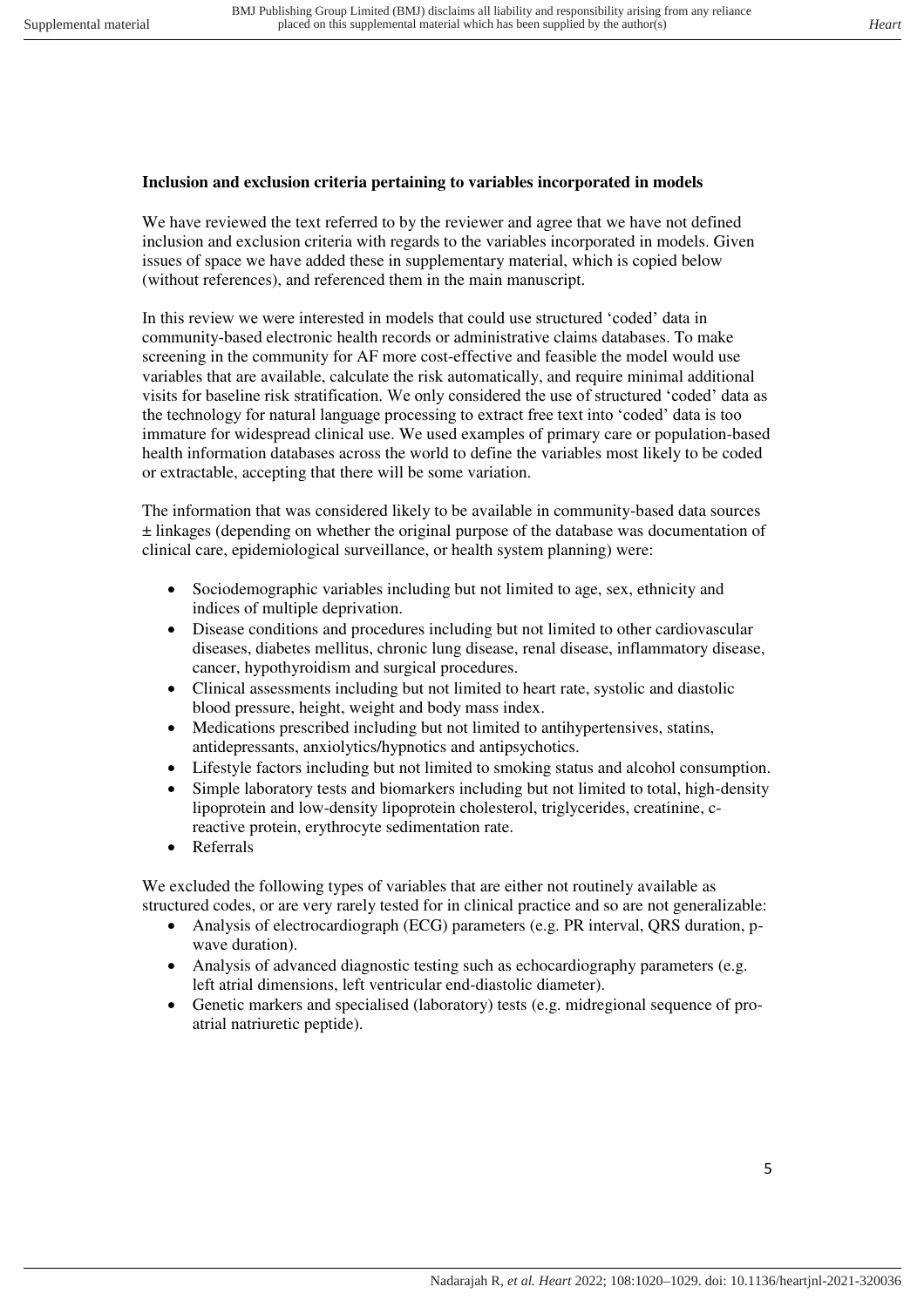**Inclusion and exclusion criteria pertaining to variables incorporated in models**

We have reviewed the text referred to by the reviewer and agree that we have not defined inclusion and exclusion criteria with regards to the variables incorporated in models. Given issues of space we have added these in supplementary material, which is copied below (without references), and referenced them in the main manuscript.

In this review we were interested in models that could use structured 'coded' data in community-based electronic health records or administrative claims databases. To make screening in the community for AF more cost-effective and feasible the model would use variables that are available, calculate the risk automatically, and require minimal additional visits for baseline risk stratification. We only considered the use of structured 'coded' data as the technology for natural language processing to extract free text into 'coded' data is too immature for widespread clinical use. We used examples of primary care or population-based health information databases across the world to define the variables most likely to be coded or extractable, accepting that there will be some variation.

The information that was considered likely to be available in community-based data sources ± linkages (depending on whether the original purpose of the database was documentation of clinical care, epidemiological surveillance, or health system planning) were:

- Sociodemographic variables including but not limited to age, sex, ethnicity and indices of multiple deprivation.
- Disease conditions and procedures including but not limited to other cardiovascular diseases, diabetes mellitus, chronic lung disease, renal disease, inflammatory disease, cancer, hypothyroidism and surgical procedures.
- Clinical assessments including but not limited to heart rate, systolic and diastolic blood pressure, height, weight and body mass index.
- Medications prescribed including but not limited to antihypertensives, statins, antidepressants, anxiolytics/hypnotics and antipsychotics.
- Lifestyle factors including but not limited to smoking status and alcohol consumption.
- Simple laboratory tests and biomarkers including but not limited to total, high-density lipoprotein and low-density lipoprotein cholesterol, triglycerides, creatinine, c-reactive protein, erythrocyte sedimentation rate.
- Referrals

We excluded the following types of variables that are either not routinely available as structured codes, or are very rarely tested for in clinical practice and so are not generalizable:

- Analysis of electrocardiograph (ECG) parameters (e.g. PR interval, QRS duration, p-wave duration).
- Analysis of advanced diagnostic testing such as echocardiography parameters (e.g. left atrial dimensions, left ventricular end-diastolic diameter).
- Genetic markers and specialised (laboratory) tests (e.g. midregional sequence of pro-atrial natriuretic peptide).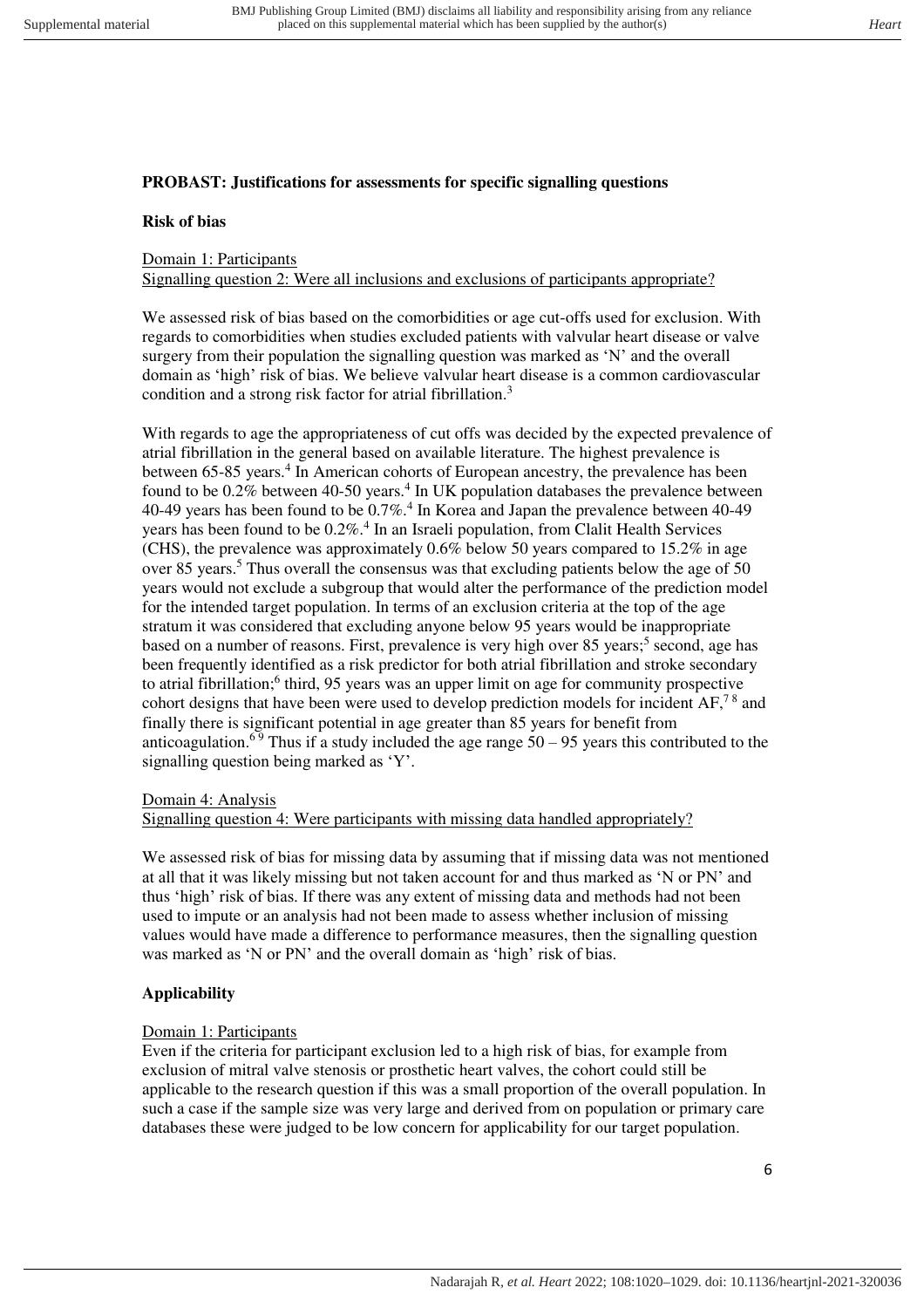**PROBAST: Justifications for assessments for specific signalling questions**

**Risk of bias**

Domain 1: Participants

Signalling question 2: Were all inclusions and exclusions of participants appropriate?

We assessed risk of bias based on the comorbidities or age cut-offs used for exclusion. With regards to comorbidities when studies excluded patients with valvular heart disease or valve surgery from their population the signalling question was marked as 'N' and the overall domain as 'high' risk of bias. We believe valvular heart disease is a common cardiovascular condition and a strong risk factor for atrial fibrillation.[3]

With regards to age the appropriateness of cut offs was decided by the expected prevalence of atrial fibrillation in the general based on available literature. The highest prevalence is between 65-85 years.[4] In American cohorts of European ancestry, the prevalence has been found to be 0.2% between 40-50 years.[4] In UK population databases the prevalence between 40-49 years has been found to be 0.7%.[4] In Korea and Japan the prevalence between 40-49 years has been found to be 0.2%.[4] In an Israeli population, from Clalit Health Services (CHS), the prevalence was approximately 0.6% below 50 years compared to 15.2% in age over 85 years.[5] Thus overall the consensus was that excluding patients below the age of 50 years would not exclude a subgroup that would alter the performance of the prediction model for the intended target population. In terms of an exclusion criteria at the top of the age stratum it was considered that excluding anyone below 95 years would be inappropriate based on a number of reasons. First, prevalence is very high over 85 years;[5] second, age has been frequently identified as a risk predictor for both atrial fibrillation and stroke secondary to atrial fibrillation;[6] third, 95 years was an upper limit on age for community prospective cohort designs that have been were used to develop prediction models for incident AF,[7,8] and finally there is significant potential in age greater than 85 years for benefit from anticoagulation.[6,9] Thus if a study included the age range 50 – 95 years this contributed to the signalling question being marked as 'Y'.

Domain 4: Analysis

Signalling question 4: Were participants with missing data handled appropriately?

We assessed risk of bias for missing data by assuming that if missing data was not mentioned at all that it was likely missing but not taken account for and thus marked as 'N or PN' and thus 'high' risk of bias. If there was any extent of missing data and methods had not been used to impute or an analysis had not been made to assess whether inclusion of missing values would have made a difference to performance measures, then the signalling question was marked as 'N or PN' and the overall domain as 'high' risk of bias.

**Applicability**

Domain 1: Participants

Even if the criteria for participant exclusion led to a high risk of bias, for example from exclusion of mitral valve stenosis or prosthetic heart valves, the cohort could still be applicable to the research question if this was a small proportion of the overall population. In such a case if the sample size was very large and derived from on population or primary care databases these were judged to be low concern for applicability for our target population.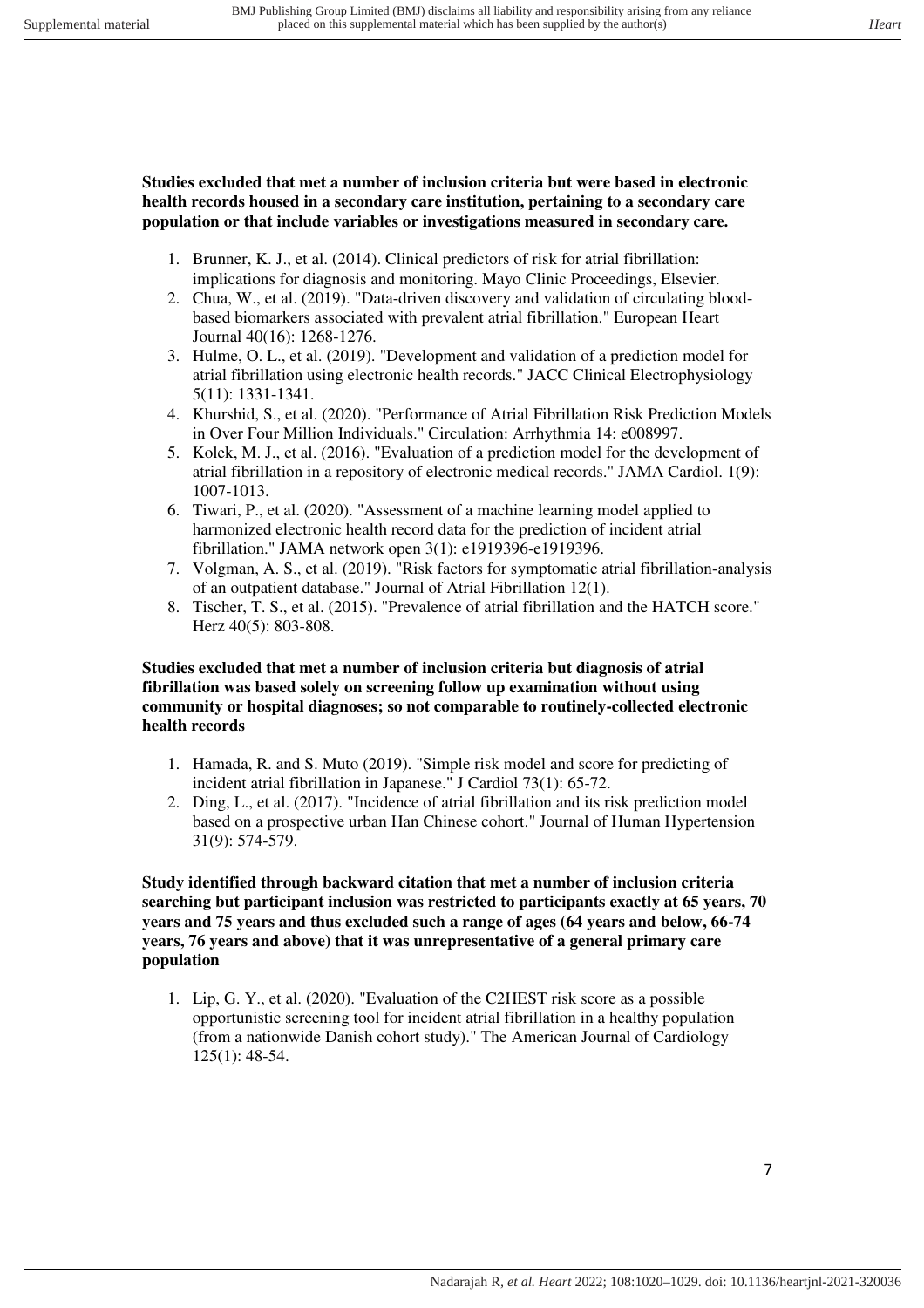**Studies excluded that met a number of inclusion criteria but were based in electronic health records housed in a secondary care institution, pertaining to a secondary care population or that include variables or investigations measured in secondary care.**

1. Brunner, K. J., et al. (2014). Clinical predictors of risk for atrial fibrillation: implications for diagnosis and monitoring. Mayo Clinic Proceedings, Elsevier.
2. Chua, W., et al. (2019). "Data-driven discovery and validation of circulating blood-based biomarkers associated with prevalent atrial fibrillation." European Heart Journal 40(16): 1268-1276.
3. Hulme, O. L., et al. (2019). "Development and validation of a prediction model for atrial fibrillation using electronic health records." JACC Clinical Electrophysiology 5(11): 1331-1341.
4. Khurshid, S., et al. (2020). "Performance of Atrial Fibrillation Risk Prediction Models in Over Four Million Individuals." Circulation: Arrhythmia 14: e008997.
5. Kolek, M. J., et al. (2016). "Evaluation of a prediction model for the development of atrial fibrillation in a repository of electronic medical records." JAMA Cardiol. 1(9): 1007-1013.
6. Tiwari, P., et al. (2020). "Assessment of a machine learning model applied to harmonized electronic health record data for the prediction of incident atrial fibrillation." JAMA network open 3(1): e1919396-e1919396.
7. Volgman, A. S., et al. (2019). "Risk factors for symptomatic atrial fibrillation-analysis of an outpatient database." Journal of Atrial Fibrillation 12(1).
8. Tischer, T. S., et al. (2015). "Prevalence of atrial fibrillation and the HATCH score." Herz 40(5): 803-808.

**Studies excluded that met a number of inclusion criteria but diagnosis of atrial fibrillation was based solely on screening follow up examination without using community or hospital diagnoses; so not comparable to routinely-collected electronic health records**

1. Hamada, R. and S. Muto (2019). "Simple risk model and score for predicting of incident atrial fibrillation in Japanese." J Cardiol 73(1): 65-72.
2. Ding, L., et al. (2017). "Incidence of atrial fibrillation and its risk prediction model based on a prospective urban Han Chinese cohort." Journal of Human Hypertension 31(9): 574-579.

**Study identified through backward citation that met a number of inclusion criteria searching but participant inclusion was restricted to participants exactly at 65 years, 70 years and 75 years and thus excluded such a range of ages (64 years and below, 66-74 years, 76 years and above) that it was unrepresentative of a general primary care population**

1. Lip, G. Y., et al. (2020). "Evaluation of the C2HEST risk score as a possible opportunistic screening tool for incident atrial fibrillation in a healthy population (from a nationwide Danish cohort study)." The American Journal of Cardiology 125(1): 48-54.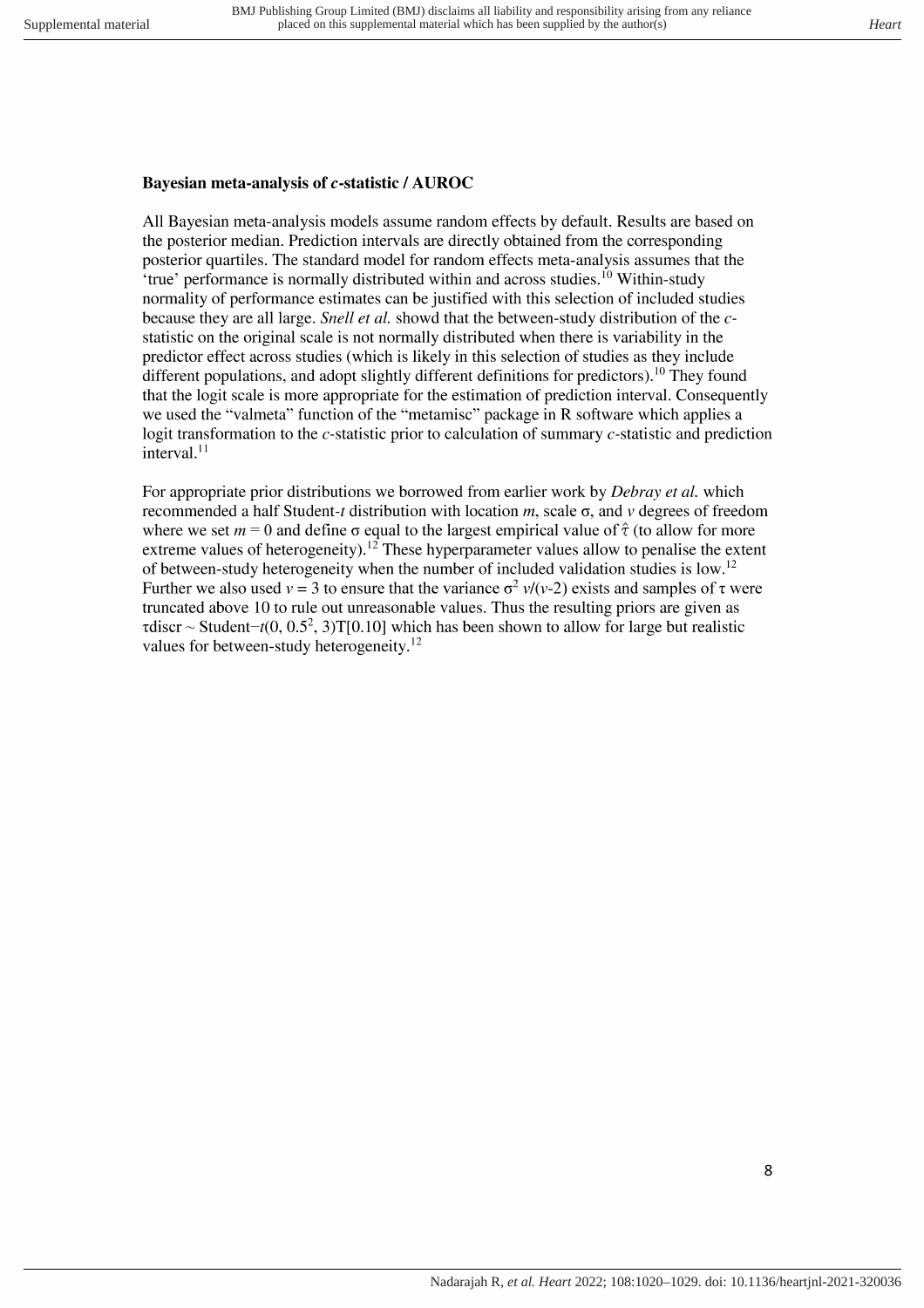**Bayesian meta-analysis of *c*-statistic / AUROC**

All Bayesian meta-analysis models assume random effects by default. Results are based on the posterior median. Prediction intervals are directly obtained from the corresponding posterior quartiles. The standard model for random effects meta-analysis assumes that the 'true' performance is normally distributed within and across studies.[10] Within-study normality of performance estimates can be justified with this selection of included studies because they are all large. *Snell et al.* showd that the between-study distribution of the *c*-statistic on the original scale is not normally distributed when there is variability in the predictor effect across studies (which is likely in this selection of studies as they include different populations, and adopt slightly different definitions for predictors).[10] They found that the logit scale is more appropriate for the estimation of prediction interval. Consequently we used the "valmeta" function of the "metamisc" package in R software which applies a logit transformation to the *c*-statistic prior to calculation of summary *c*-statistic and prediction interval.[11]

For appropriate prior distributions we borrowed from earlier work by *Debray et al.* which recommended a half Student-*t* distribution with location $m$, scale $\sigma$, and $v$ degrees of freedom where we set $m = 0$ and define $\sigma$ equal to the largest empirical value of $\hat{\tau}$ (to allow for more extreme values of heterogeneity).[12] These hyperparameter values allow to penalise the extent of between-study heterogeneity when the number of included validation studies is low.[12] Further we also used $v = 3$ to ensure that the variance $\sigma^2 \, v/(v\text{-}2)$ exists and samples of $\tau$ were truncated above 10 to rule out unreasonable values. Thus the resulting priors are given as $\tau\text{discr} \sim \text{Student}{-}t(0, 0.5^2, 3)\text{T}[0.10]$ which has been shown to allow for large but realistic values for between-study heterogeneity.[12]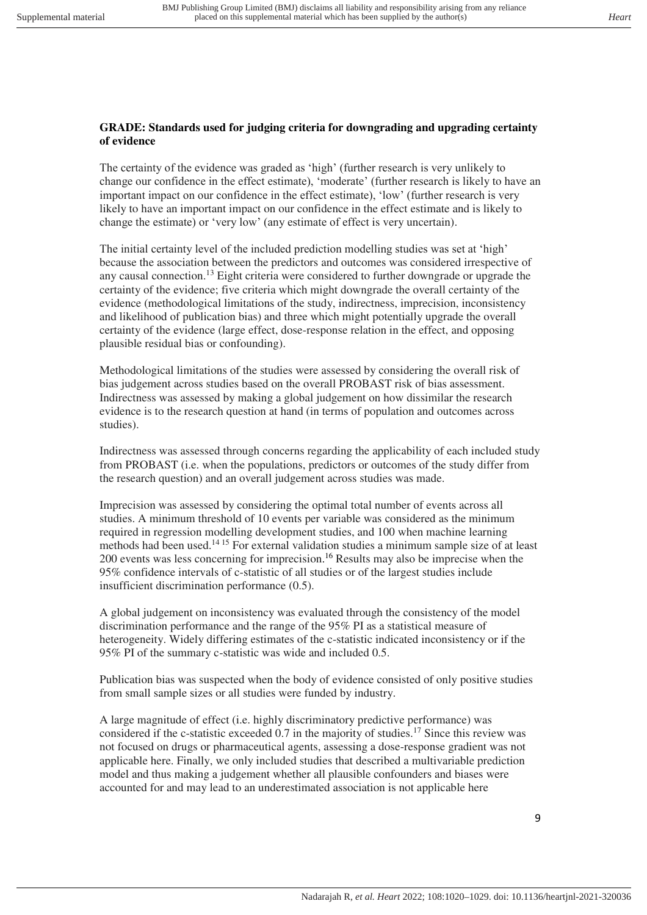**GRADE: Standards used for judging criteria for downgrading and upgrading certainty of evidence**

The certainty of the evidence was graded as 'high' (further research is very unlikely to change our confidence in the effect estimate), 'moderate' (further research is likely to have an important impact on our confidence in the effect estimate), 'low' (further research is very likely to have an important impact on our confidence in the effect estimate and is likely to change the estimate) or 'very low' (any estimate of effect is very uncertain).

The initial certainty level of the included prediction modelling studies was set at 'high' because the association between the predictors and outcomes was considered irrespective of any causal connection.[13] Eight criteria were considered to further downgrade or upgrade the certainty of the evidence; five criteria which might downgrade the overall certainty of the evidence (methodological limitations of the study, indirectness, imprecision, inconsistency and likelihood of publication bias) and three which might potentially upgrade the overall certainty of the evidence (large effect, dose-response relation in the effect, and opposing plausible residual bias or confounding).

Methodological limitations of the studies were assessed by considering the overall risk of bias judgement across studies based on the overall PROBAST risk of bias assessment. Indirectness was assessed by making a global judgement on how dissimilar the research evidence is to the research question at hand (in terms of population and outcomes across studies).

Indirectness was assessed through concerns regarding the applicability of each included study from PROBAST (i.e. when the populations, predictors or outcomes of the study differ from the research question) and an overall judgement across studies was made.

Imprecision was assessed by considering the optimal total number of events across all studies. A minimum threshold of 10 events per variable was considered as the minimum required in regression modelling development studies, and 100 when machine learning methods had been used.[14 15] For external validation studies a minimum sample size of at least 200 events was less concerning for imprecision.[16] Results may also be imprecise when the 95% confidence intervals of c-statistic of all studies or of the largest studies include insufficient discrimination performance (0.5).

A global judgement on inconsistency was evaluated through the consistency of the model discrimination performance and the range of the 95% PI as a statistical measure of heterogeneity. Widely differing estimates of the c-statistic indicated inconsistency or if the 95% PI of the summary c-statistic was wide and included 0.5.

Publication bias was suspected when the body of evidence consisted of only positive studies from small sample sizes or all studies were funded by industry.

A large magnitude of effect (i.e. highly discriminatory predictive performance) was considered if the c-statistic exceeded 0.7 in the majority of studies.[17] Since this review was not focused on drugs or pharmaceutical agents, assessing a dose-response gradient was not applicable here. Finally, we only included studies that described a multivariable prediction model and thus making a judgement whether all plausible confounders and biases were accounted for and may lead to an underestimated association is not applicable here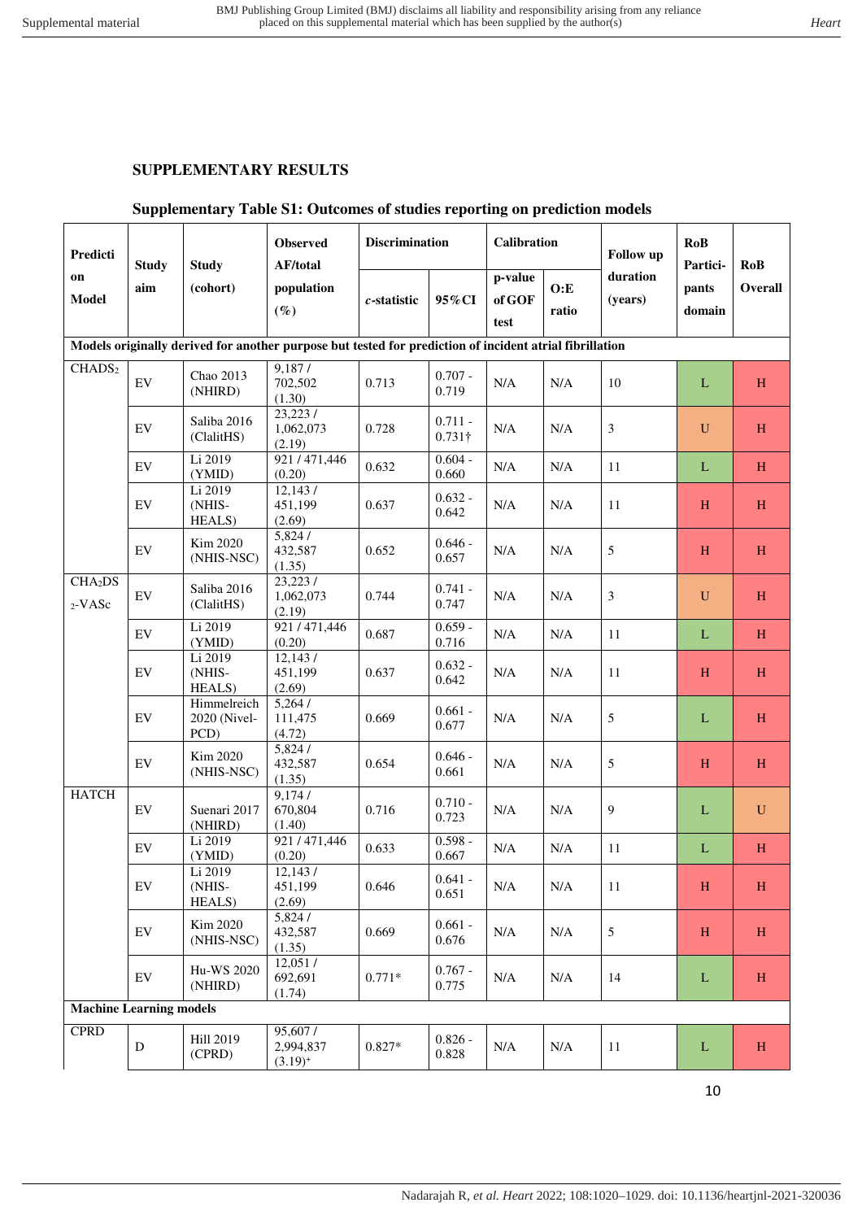## SUPPLEMENTARY RESULTS

### Supplementary Table S1: Outcomes of studies reporting on prediction models

| Prediction Model | Study aim | Study (cohort) | Observed AF/total population (%) | Discrimination | | Calibration | | Follow up duration (years) | RoB Participants domain | RoB Overall |
|---|---|---|---|---|---|---|---|---|---|---|
| | | | | *c*-statistic | 95%CI | p-value of GOF test | O:E ratio | | | |
| **Models originally derived for another purpose but tested for prediction of incident atrial fibrillation** | | | | | | | | | | |
| $CHADS_2$ | EV | Chao 2013 (NHIRD) | 9,187 / 702,502 (1.30) | 0.713 | 0.707 - 0.719 | N/A | N/A | 10 | L | H |
| | EV | Saliba 2016 (ClalitHS) | 23,223 / 1,062,073 (2.19) | 0.728 | 0.711 - 0.731† | N/A | N/A | 3 | U | H |
| | EV | Li 2019 (YMID) | 921 / 471,446 (0.20) | 0.632 | 0.604 - 0.660 | N/A | N/A | 11 | L | H |
| | EV | Li 2019 (NHIS-HEALS) | 12,143 / 451,199 (2.69) | 0.637 | 0.632 - 0.642 | N/A | N/A | 11 | H | H |
| | EV | Kim 2020 (NHIS-NSC) | 5,824 / 432,587 (1.35) | 0.652 | 0.646 - 0.657 | N/A | N/A | 5 | H | H |
| $CHA_2DS_2$-VASc | EV | Saliba 2016 (ClalitHS) | 23,223 / 1,062,073 (2.19) | 0.744 | 0.741 - 0.747 | N/A | N/A | 3 | U | H |
| | EV | Li 2019 (YMID) | 921 / 471,446 (0.20) | 0.687 | 0.659 - 0.716 | N/A | N/A | 11 | L | H |
| | EV | Li 2019 (NHIS-HEALS) | 12,143 / 451,199 (2.69) | 0.637 | 0.632 - 0.642 | N/A | N/A | 11 | H | H |
| | EV | Himmelreich 2020 (Nivel-PCD) | 5,264 / 111,475 (4.72) | 0.669 | 0.661 - 0.677 | N/A | N/A | 5 | L | H |
| | EV | Kim 2020 (NHIS-NSC) | 5,824 / 432,587 (1.35) | 0.654 | 0.646 - 0.661 | N/A | N/A | 5 | H | H |
| HATCH | EV | Suenari 2017 (NHIRD) | 9,174 / 670,804 (1.40) | 0.716 | 0.710 - 0.723 | N/A | N/A | 9 | L | U |
| | EV | Li 2019 (YMID) | 921 / 471,446 (0.20) | 0.633 | 0.598 - 0.667 | N/A | N/A | 11 | L | H |
| | EV | Li 2019 (NHIS-HEALS) | 12,143 / 451,199 (2.69) | 0.646 | 0.641 - 0.651 | N/A | N/A | 11 | H | H |
| | EV | Kim 2020 (NHIS-NSC) | 5,824 / 432,587 (1.35) | 0.669 | 0.661 - 0.676 | N/A | N/A | 5 | H | H |
| | EV | Hu-WS 2020 (NHIRD) | 12,051 / 692,691 (1.74) | 0.771* | 0.767 - 0.775 | N/A | N/A | 14 | L | H |
| **Machine Learning models** | | | | | | | | | | |
| CPRD | D | Hill 2019 (CPRD) | 95,607 / 2,994,837 (3.19)⁺ | 0.827* | 0.826 - 0.828 | N/A | N/A | 11 | L | H |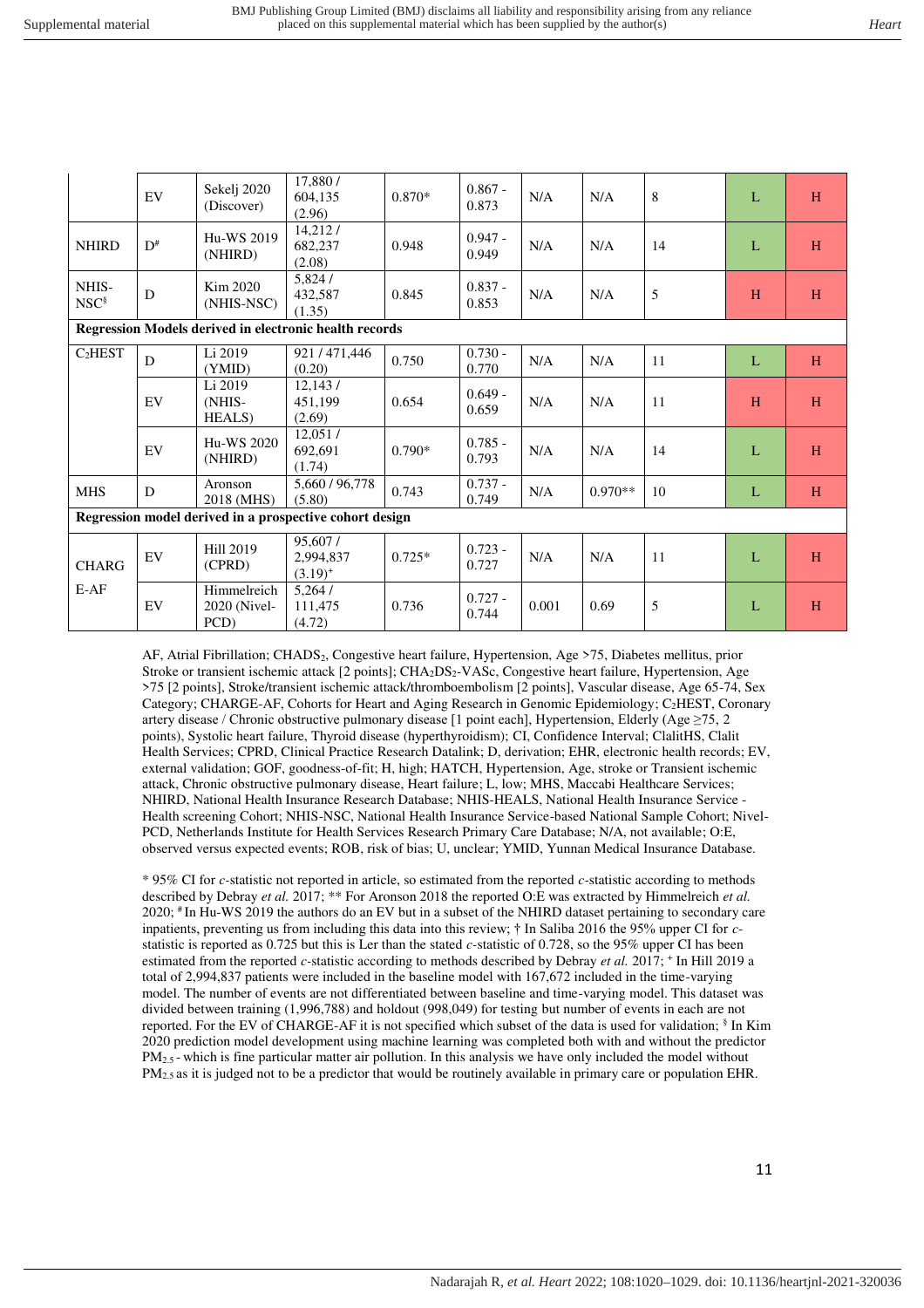| | EV | Sekelj 2020 (Discover) | 17,880 / 604,135 (2.96) | 0.870* | 0.867 - 0.873 | N/A | N/A | 8 | L | H |
|---|---|---|---|---|---|---|---|---|---|---|
| NHIRD | D[#] | Hu-WS 2019 (NHIRD) | 14,212 / 682,237 (2.08) | 0.948 | 0.947 - 0.949 | N/A | N/A | 14 | L | H |
| NHIS-NSC[§] | D | Kim 2020 (NHIS-NSC) | 5,824 / 432,587 (1.35) | 0.845 | 0.837 - 0.853 | N/A | N/A | 5 | H | H |
| **Regression Models derived in electronic health records** | | | | | | | | | | |
| $C_2$HEST | D | Li 2019 (YMID) | 921 / 471,446 (0.20) | 0.750 | 0.730 - 0.770 | N/A | N/A | 11 | L | H |
| | EV | Li 2019 (NHIS-HEALS) | 12,143 / 451,199 (2.69) | 0.654 | 0.649 - 0.659 | N/A | N/A | 11 | H | H |
| | EV | Hu-WS 2020 (NHIRD) | 12,051 / 692,691 (1.74) | 0.790* | 0.785 - 0.793 | N/A | N/A | 14 | L | H |
| MHS | D | Aronson 2018 (MHS) | 5,660 / 96,778 (5.80) | 0.743 | 0.737 - 0.749 | N/A | 0.970** | 10 | L | H |
| **Regression model derived in a prospective cohort design** | | | | | | | | | | |
| CHARGE-AF | EV | Hill 2019 (CPRD) | 95,607 / 2,994,837 (3.19)[+] | 0.725* | 0.723 - 0.727 | N/A | N/A | 11 | L | H |
| | EV | Himmelreich 2020 (Nivel-PCD) | 5,264 / 111,475 (4.72) | 0.736 | 0.727 - 0.744 | 0.001 | 0.69 | 5 | L | H |

AF, Atrial Fibrillation; $CHADS_2$, Congestive heart failure, Hypertension, Age >75, Diabetes mellitus, prior Stroke or transient ischemic attack [2 points]; $CHA_2DS_2$-VASc, Congestive heart failure, Hypertension, Age >75 [2 points], Stroke/transient ischemic attack/thromboembolism [2 points], Vascular disease, Age 65-74, Sex Category; CHARGE-AF, Cohorts for Heart and Aging Research in Genomic Epidemiology; $C_2$HEST, Coronary artery disease / Chronic obstructive pulmonary disease [1 point each], Hypertension, Elderly (Age ≥75, 2 points), Systolic heart failure, Thyroid disease (hyperthyroidism); CI, Confidence Interval; ClalitHS, Clalit Health Services; CPRD, Clinical Practice Research Datalink; D, derivation; EHR, electronic health records; EV, external validation; GOF, goodness-of-fit; H, high; HATCH, Hypertension, Age, stroke or Transient ischemic attack, Chronic obstructive pulmonary disease, Heart failure; L, low; MHS, Maccabi Healthcare Services; NHIRD, National Health Insurance Research Database; NHIS-HEALS, National Health Insurance Service - Health screening Cohort; NHIS-NSC, National Health Insurance Service-based National Sample Cohort; Nivel-PCD, Netherlands Institute for Health Services Research Primary Care Database; N/A, not available; O:E, observed versus expected events; ROB, risk of bias; U, unclear; YMID, Yunnan Medical Insurance Database.

\* 95% CI for *c*-statistic not reported in article, so estimated from the reported *c*-statistic according to methods described by Debray *et al.* 2017; ** For Aronson 2018 the reported O:E was extracted by Himmelreich *et al.* 2020; [#] In Hu-WS 2019 the authors do an EV but in a subset of the NHIRD dataset pertaining to secondary care inpatients, preventing us from including this data into this review; † In Saliba 2016 the 95% upper CI for *c*-statistic is reported as 0.725 but this is Ler than the stated *c*-statistic of 0.728, so the 95% upper CI has been estimated from the reported *c*-statistic according to methods described by Debray *et al.* 2017; [+] In Hill 2019 a total of 2,994,837 patients were included in the baseline model with 167,672 included in the time-varying model. The number of events are not differentiated between baseline and time-varying model. This dataset was divided between training (1,996,788) and holdout (998,049) for testing but number of events in each are not reported. For the EV of CHARGE-AF it is not specified which subset of the data is used for validation; [§] In Kim 2020 prediction model development using machine learning was completed both with and without the predictor $PM_{2.5}$ - which is fine particular matter air pollution. In this analysis we have only included the model without $PM_{2.5}$ as it is judged not to be a predictor that would be routinely available in primary care or population EHR.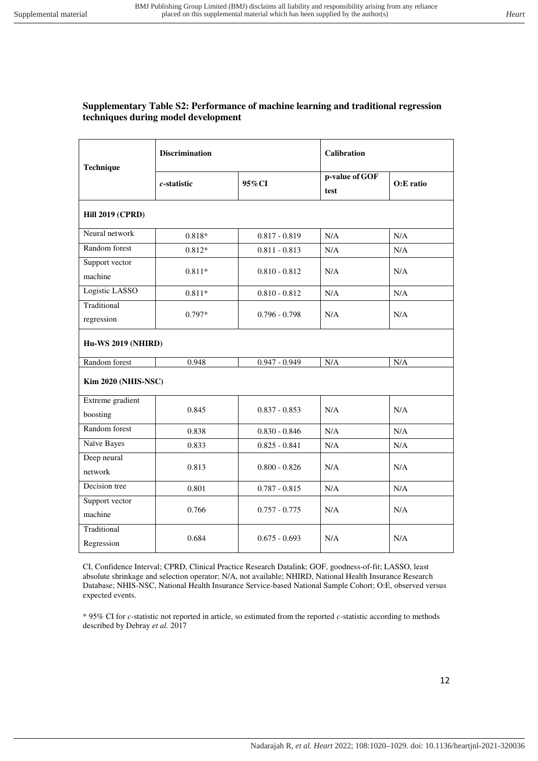**Supplementary Table S2: Performance of machine learning and traditional regression techniques during model development**

| Technique | Discrimination | | Calibration | |
|---|---|---|---|---|
| | *c*-statistic | 95%CI | p-value of GOF test | O:E ratio |
| **Hill 2019 (CPRD)** | | | | |
| Neural network | 0.818* | 0.817 - 0.819 | N/A | N/A |
| Random forest | 0.812* | 0.811 - 0.813 | N/A | N/A |
| Support vector machine | 0.811* | 0.810 - 0.812 | N/A | N/A |
| Logistic LASSO | 0.811* | 0.810 - 0.812 | N/A | N/A |
| Traditional regression | 0.797* | 0.796 - 0.798 | N/A | N/A |
| **Hu-WS 2019 (NHIRD)** | | | | |
| Random forest | 0.948 | 0.947 - 0.949 | N/A | N/A |
| **Kim 2020 (NHIS-NSC)** | | | | |
| Extreme gradient boosting | 0.845 | 0.837 - 0.853 | N/A | N/A |
| Random forest | 0.838 | 0.830 - 0.846 | N/A | N/A |
| Naïve Bayes | 0.833 | 0.825 - 0.841 | N/A | N/A |
| Deep neural network | 0.813 | 0.800 - 0.826 | N/A | N/A |
| Decision tree | 0.801 | 0.787 - 0.815 | N/A | N/A |
| Support vector machine | 0.766 | 0.757 - 0.775 | N/A | N/A |
| Traditional Regression | 0.684 | 0.675 - 0.693 | N/A | N/A |

CI, Confidence Interval; CPRD, Clinical Practice Research Datalink; GOF, goodness-of-fit; LASSO, least absolute shrinkage and selection operator; N/A, not available; NHIRD, National Health Insurance Research Database; NHIS-NSC, National Health Insurance Service-based National Sample Cohort; O:E, observed versus expected events.

* 95% CI for *c*-statistic not reported in article, so estimated from the reported *c*-statistic according to methods described by Debray *et al.* 2017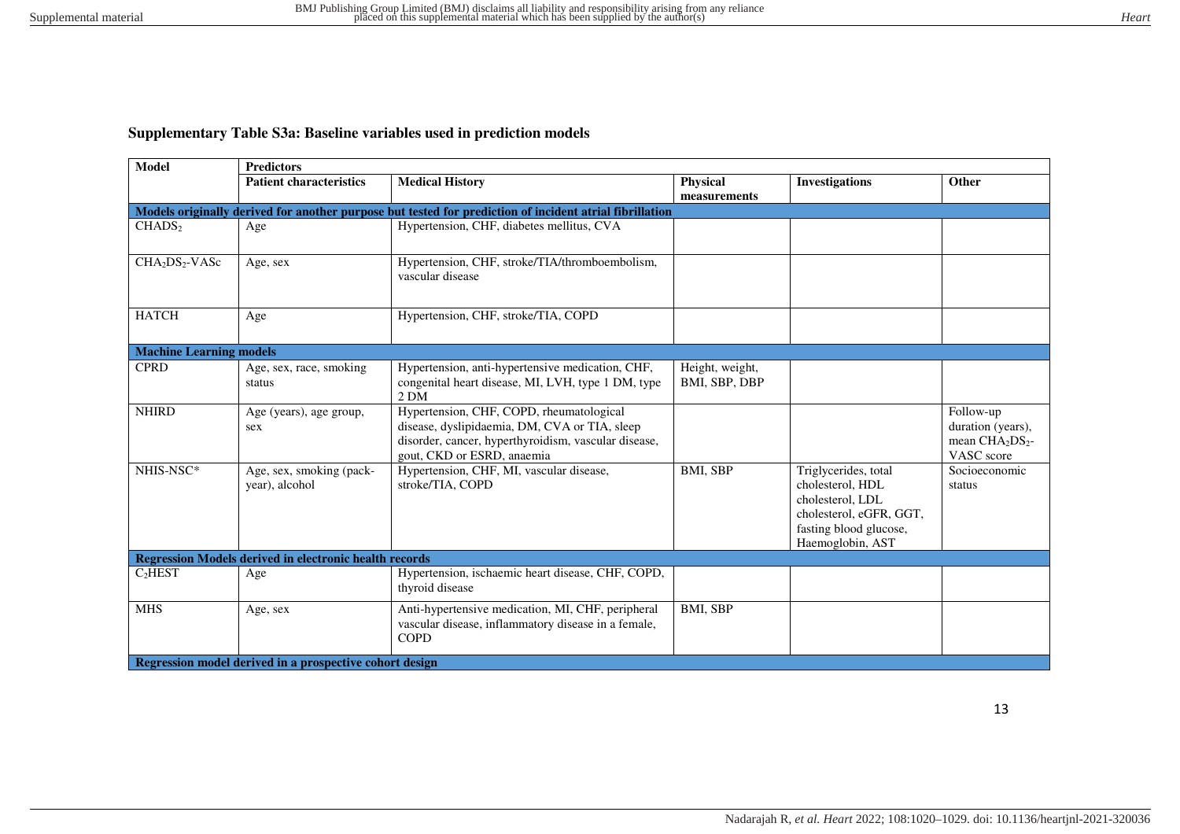**Supplementary Table S3a: Baseline variables used in prediction models**

| Model | Predictors | | | | |
|---|---|---|---|---|---|
| | **Patient characteristics** | **Medical History** | **Physical measurements** | **Investigations** | **Other** |
| **Models originally derived for another purpose but tested for prediction of incident atrial fibrillation** | | | | | |
| $CHADS_2$ | Age | Hypertension, CHF, diabetes mellitus, CVA | | | |
| $CHA_2DS_2$-VASc | Age, sex | Hypertension, CHF, stroke/TIA/thromboembolism, vascular disease | | | |
| HATCH | Age | Hypertension, CHF, stroke/TIA, COPD | | | |
| **Machine Learning models** | | | | | |
| CPRD | Age, sex, race, smoking status | Hypertension, anti-hypertensive medication, CHF, congenital heart disease, MI, LVH, type 1 DM, type 2 DM | Height, weight, BMI, SBP, DBP | | |
| NHIRD | Age (years), age group, sex | Hypertension, CHF, COPD, rheumatological disease, dyslipidaemia, DM, CVA or TIA, sleep disorder, cancer, hyperthyroidism, vascular disease, gout, CKD or ESRD, anaemia | | | Follow-up duration (years), mean $CHA_2DS_2$-VASC score |
| NHIS-NSC* | Age, sex, smoking (pack-year), alcohol | Hypertension, CHF, MI, vascular disease, stroke/TIA, COPD | BMI, SBP | Triglycerides, total cholesterol, HDL cholesterol, LDL cholesterol, eGFR, GGT, fasting blood glucose, Haemoglobin, AST | Socioeconomic status |
| **Regression Models derived in electronic health records** | | | | | |
| $C_2$HEST | Age | Hypertension, ischaemic heart disease, CHF, COPD, thyroid disease | | | |
| MHS | Age, sex | Anti-hypertensive medication, MI, CHF, peripheral vascular disease, inflammatory disease in a female, COPD | BMI, SBP | | |
| **Regression model derived in a prospective cohort design** | | | | | |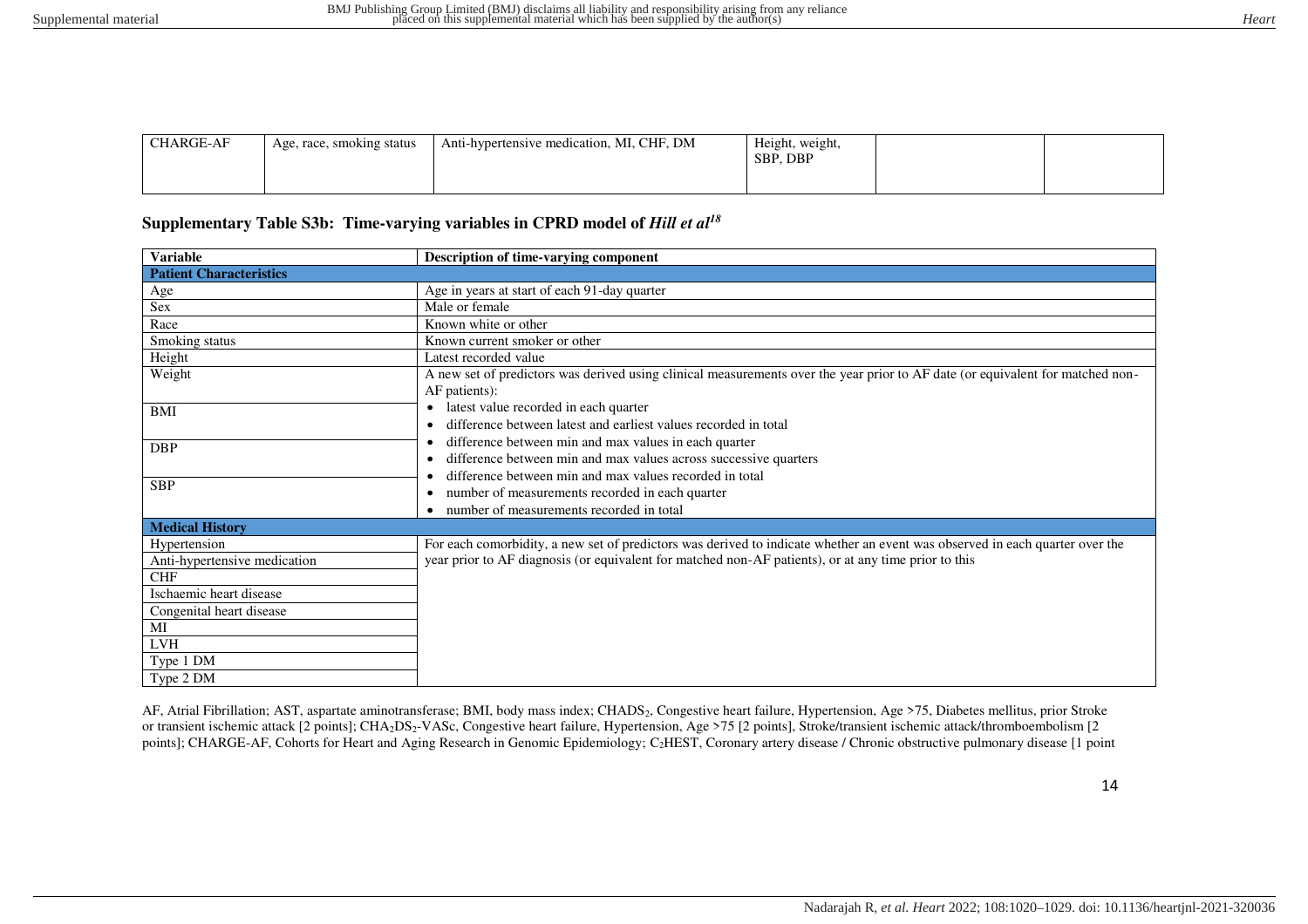| CHARGE-AF | Age, race, smoking status | Anti-hypertensive medication, MI, CHF, DM | Height, weight, SBP, DBP | | |
|---|---|---|---|---|---|

**Supplementary Table S3b: Time-varying variables in CPRD model of *Hill et al*[18]**

| Variable | Description of time-varying component |
|---|---|
| **Patient Characteristics** | |
| Age | Age in years at start of each 91-day quarter |
| Sex | Male or female |
| Race | Known white or other |
| Smoking status | Known current smoker or other |
| Height | Latest recorded value |
| Weight | A new set of predictors was derived using clinical measurements over the year prior to AF date (or equivalent for matched non-AF patients): • latest value recorded in each quarter • difference between latest and earliest values recorded in total • difference between min and max values in each quarter • difference between min and max values across successive quarters • difference between min and max values recorded in total • number of measurements recorded in each quarter • number of measurements recorded in total |
| BMI | |
| DBP | |
| SBP | |
| **Medical History** | |
| Hypertension | For each comorbidity, a new set of predictors was derived to indicate whether an event was observed in each quarter over the year prior to AF diagnosis (or equivalent for matched non-AF patients), or at any time prior to this |
| Anti-hypertensive medication | |
| CHF | |
| Ischaemic heart disease | |
| Congenital heart disease | |
| MI | |
| LVH | |
| Type 1 DM | |
| Type 2 DM | |

AF, Atrial Fibrillation; AST, aspartate aminotransferase; BMI, body mass index; $CHADS_2$, Congestive heart failure, Hypertension, Age >75, Diabetes mellitus, prior Stroke or transient ischemic attack [2 points]; $CHA_2DS_2$-VASc, Congestive heart failure, Hypertension, Age >75 [2 points], Stroke/transient ischemic attack/thromboembolism [2 points]; CHARGE-AF, Cohorts for Heart and Aging Research in Genomic Epidemiology; $C_2$HEST, Coronary artery disease / Chronic obstructive pulmonary disease [1 point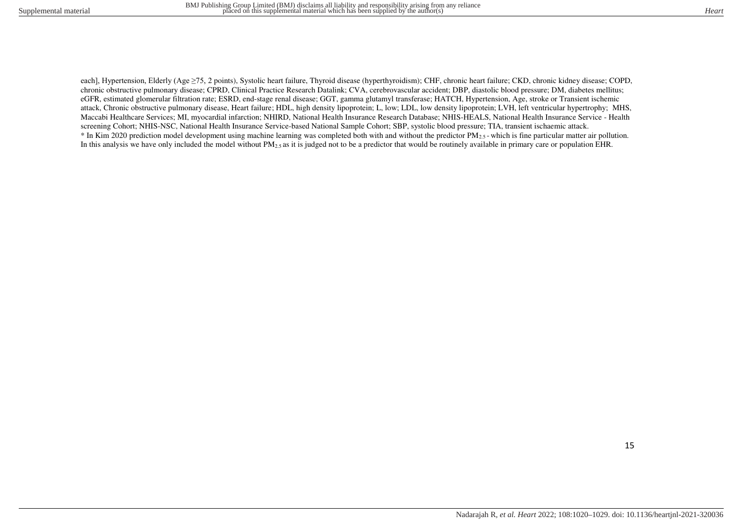each], Hypertension, Elderly (Age ≥75, 2 points), Systolic heart failure, Thyroid disease (hyperthyroidism); CHF, chronic heart failure; CKD, chronic kidney disease; COPD, chronic obstructive pulmonary disease; CPRD, Clinical Practice Research Datalink; CVA, cerebrovascular accident; DBP, diastolic blood pressure; DM, diabetes mellitus; eGFR, estimated glomerular filtration rate; ESRD, end-stage renal disease; GGT, gamma glutamyl transferase; HATCH, Hypertension, Age, stroke or Transient ischemic attack, Chronic obstructive pulmonary disease, Heart failure; HDL, high density lipoprotein; L, low; LDL, low density lipoprotein; LVH, left ventricular hypertrophy; MHS, Maccabi Healthcare Services; MI, myocardial infarction; NHIRD, National Health Insurance Research Database; NHIS-HEALS, National Health Insurance Service - Health screening Cohort; NHIS-NSC, National Health Insurance Service-based National Sample Cohort; SBP, systolic blood pressure; TIA, transient ischaemic attack.

\* In Kim 2020 prediction model development using machine learning was completed both with and without the predictor $PM_{2.5}$ - which is fine particular matter air pollution. In this analysis we have only included the model without $PM_{2.5}$ as it is judged not to be a predictor that would be routinely available in primary care or population EHR.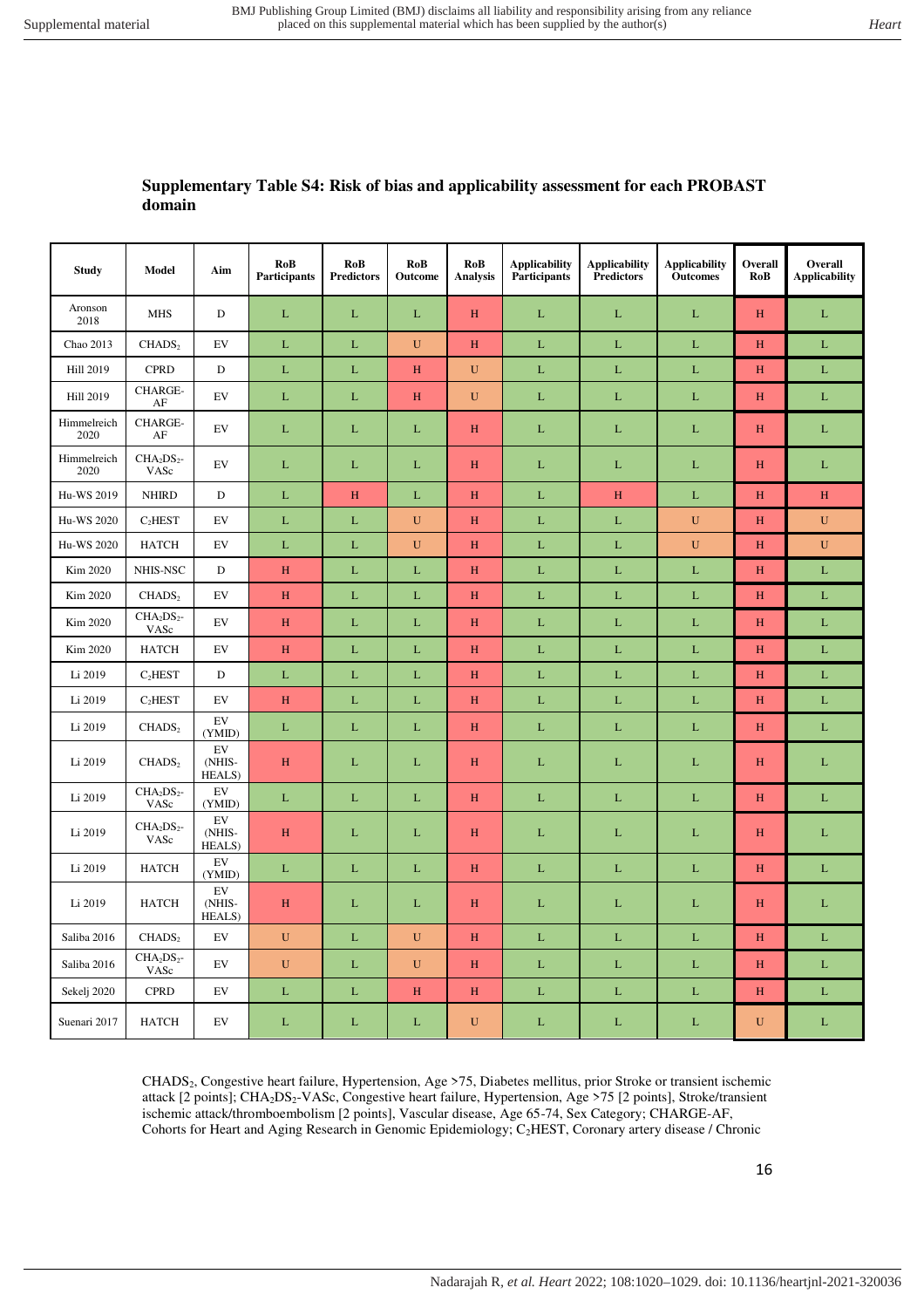**Supplementary Table S4: Risk of bias and applicability assessment for each PROBAST domain**

| Study | Model | Aim | RoB Participants | RoB Predictors | RoB Outcome | RoB Analysis | Applicability Participants | Applicability Predictors | Applicability Outcomes | Overall RoB | Overall Applicability |
|---|---|---|---|---|---|---|---|---|---|---|---|
| Aronson 2018 | MHS | D | L | L | L | H | L | L | L | H | L |
| Chao 2013 | $CHADS_2$ | EV | L | L | U | H | L | L | L | H | L |
| Hill 2019 | CPRD | D | L | L | H | U | L | L | L | H | L |
| Hill 2019 | CHARGE-AF | EV | L | L | H | U | L | L | L | H | L |
| Himmelreich 2020 | CHARGE-AF | EV | L | L | L | H | L | L | L | H | L |
| Himmelreich 2020 | $CHA_2DS_2$-VASc | EV | L | L | L | H | L | L | L | H | L |
| Hu-WS 2019 | NHIRD | D | L | H | L | H | L | H | L | H | H |
| Hu-WS 2020 | $C_2HEST$ | EV | L | L | U | H | L | L | U | H | U |
| Hu-WS 2020 | HATCH | EV | L | L | U | H | L | L | U | H | U |
| Kim 2020 | NHIS-NSC | D | H | L | L | H | L | L | L | H | L |
| Kim 2020 | $CHADS_2$ | EV | H | L | L | H | L | L | L | H | L |
| Kim 2020 | $CHA_2DS_2$-VASc | EV | H | L | L | H | L | L | L | H | L |
| Kim 2020 | HATCH | EV | H | L | L | H | L | L | L | H | L |
| Li 2019 | $C_2HEST$ | D | L | L | L | H | L | L | L | H | L |
| Li 2019 | $C_2HEST$ | EV | H | L | L | H | L | L | L | H | L |
| Li 2019 | $CHADS_2$ | EV (YMID) | L | L | L | H | L | L | L | H | L |
| Li 2019 | $CHADS_2$ | EV (NHIS-HEALS) | H | L | L | H | L | L | L | H | L |
| Li 2019 | $CHA_2DS_2$-VASc | EV (YMID) | L | L | L | H | L | L | L | H | L |
| Li 2019 | $CHA_2DS_2$-VASc | EV (NHIS-HEALS) | H | L | L | H | L | L | L | H | L |
| Li 2019 | HATCH | EV (YMID) | L | L | L | H | L | L | L | H | L |
| Li 2019 | HATCH | EV (NHIS-HEALS) | H | L | L | H | L | L | L | H | L |
| Saliba 2016 | $CHADS_2$ | EV | U | L | U | H | L | L | L | H | L |
| Saliba 2016 | $CHA_2DS_2$-VASc | EV | U | L | U | H | L | L | L | H | L |
| Sekelj 2020 | CPRD | EV | L | L | H | H | L | L | L | H | L |
| Suenari 2017 | HATCH | EV | L | L | L | U | L | L | L | U | L |

$CHADS_2$, Congestive heart failure, Hypertension, Age >75, Diabetes mellitus, prior Stroke or transient ischemic attack [2 points]; $CHA_2DS_2$-VASc, Congestive heart failure, Hypertension, Age >75 [2 points], Stroke/transient ischemic attack/thromboembolism [2 points], Vascular disease, Age 65-74, Sex Category; CHARGE-AF, Cohorts for Heart and Aging Research in Genomic Epidemiology; $C_2HEST$, Coronary artery disease / Chronic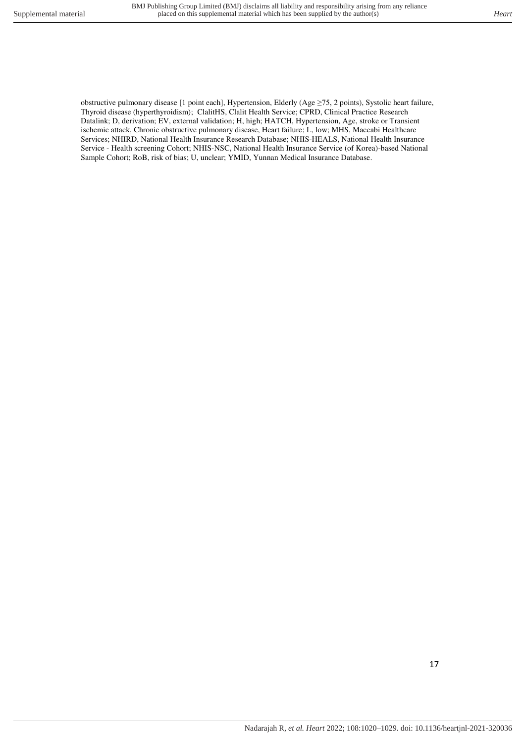obstructive pulmonary disease [1 point each], Hypertension, Elderly (Age ≥75, 2 points), Systolic heart failure, Thyroid disease (hyperthyroidism); ClalitHS, Clalit Health Service; CPRD, Clinical Practice Research Datalink; D, derivation; EV, external validation; H, high; HATCH, Hypertension, Age, stroke or Transient ischemic attack, Chronic obstructive pulmonary disease, Heart failure; L, low; MHS, Maccabi Healthcare Services; NHIRD, National Health Insurance Research Database; NHIS-HEALS, National Health Insurance Service - Health screening Cohort; NHIS-NSC, National Health Insurance Service (of Korea)-based National Sample Cohort; RoB, risk of bias; U, unclear; YMID, Yunnan Medical Insurance Database.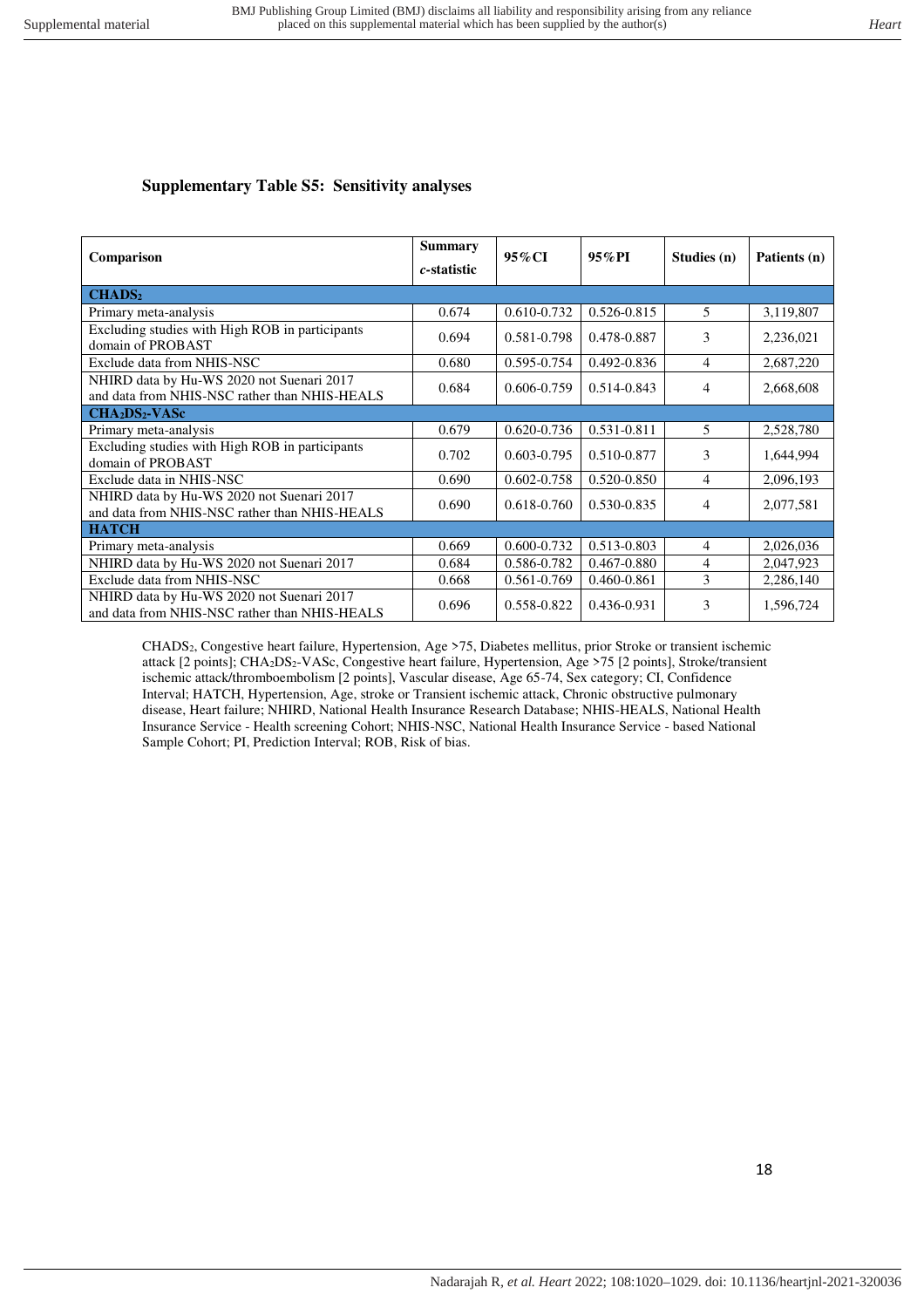### Supplementary Table S5: Sensitivity analyses

| Comparison | Summary *c*-statistic | 95%CI | 95%PI | Studies (n) | Patients (n) |
|---|---|---|---|---|---|
| **$CHADS_2$** | | | | | |
| Primary meta-analysis | 0.674 | 0.610-0.732 | 0.526-0.815 | 5 | 3,119,807 |
| Excluding studies with High ROB in participants domain of PROBAST | 0.694 | 0.581-0.798 | 0.478-0.887 | 3 | 2,236,021 |
| Exclude data from NHIS-NSC | 0.680 | 0.595-0.754 | 0.492-0.836 | 4 | 2,687,220 |
| NHIRD data by Hu-WS 2020 not Suenari 2017 and data from NHIS-NSC rather than NHIS-HEALS | 0.684 | 0.606-0.759 | 0.514-0.843 | 4 | 2,668,608 |
| **$CHA_2DS_2$-VASc** | | | | | |
| Primary meta-analysis | 0.679 | 0.620-0.736 | 0.531-0.811 | 5 | 2,528,780 |
| Excluding studies with High ROB in participants domain of PROBAST | 0.702 | 0.603-0.795 | 0.510-0.877 | 3 | 1,644,994 |
| Exclude data in NHIS-NSC | 0.690 | 0.602-0.758 | 0.520-0.850 | 4 | 2,096,193 |
| NHIRD data by Hu-WS 2020 not Suenari 2017 and data from NHIS-NSC rather than NHIS-HEALS | 0.690 | 0.618-0.760 | 0.530-0.835 | 4 | 2,077,581 |
| **HATCH** | | | | | |
| Primary meta-analysis | 0.669 | 0.600-0.732 | 0.513-0.803 | 4 | 2,026,036 |
| NHIRD data by Hu-WS 2020 not Suenari 2017 | 0.684 | 0.586-0.782 | 0.467-0.880 | 4 | 2,047,923 |
| Exclude data from NHIS-NSC | 0.668 | 0.561-0.769 | 0.460-0.861 | 3 | 2,286,140 |
| NHIRD data by Hu-WS 2020 not Suenari 2017 and data from NHIS-NSC rather than NHIS-HEALS | 0.696 | 0.558-0.822 | 0.436-0.931 | 3 | 1,596,724 |

$CHADS_2$, Congestive heart failure, Hypertension, Age >75, Diabetes mellitus, prior Stroke or transient ischemic attack [2 points]; $CHA_2DS_2$-VASc, Congestive heart failure, Hypertension, Age >75 [2 points], Stroke/transient ischemic attack/thromboembolism [2 points], Vascular disease, Age 65-74, Sex category; CI, Confidence Interval; HATCH, Hypertension, Age, stroke or Transient ischemic attack, Chronic obstructive pulmonary disease, Heart failure; NHIRD, National Health Insurance Research Database; NHIS-HEALS, National Health Insurance Service - Health screening Cohort; NHIS-NSC, National Health Insurance Service - based National Sample Cohort; PI, Prediction Interval; ROB, Risk of bias.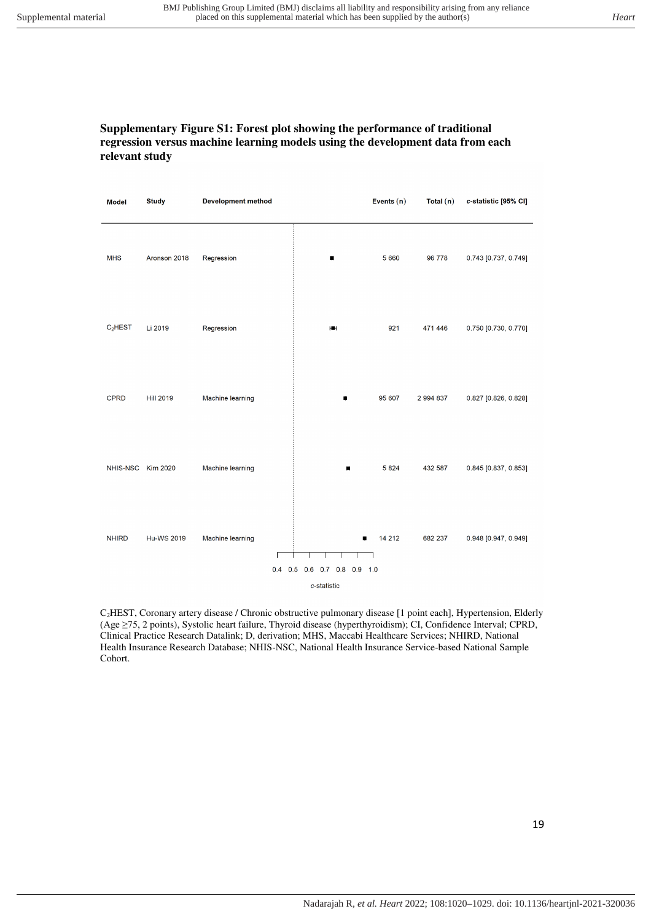**Supplementary Figure S1: Forest plot showing the performance of traditional regression versus machine learning models using the development data from each relevant study**

| Model | Study | Development method | Events (n) | Total (n) | c-statistic [95% CI] |
|---|---|---|---|---|---|
| MHS | Aronson 2018 | Regression | 5 660 | 96 778 | 0.743 [0.737, 0.749] |
| $C_2HEST$ | Li 2019 | Regression | 921 | 471 446 | 0.750 [0.730, 0.770] |
| CPRD | Hill 2019 | Machine learning | 95 607 | 2 994 837 | 0.827 [0.826, 0.828] |
| NHIS-NSC | Kim 2020 | Machine learning | 5 824 | 432 587 | 0.845 [0.837, 0.853] |
| NHIRD | Hu-WS 2019 | Machine learning | 14 212 | 682 237 | 0.948 [0.947, 0.949] |

$C_2HEST$, Coronary artery disease / Chronic obstructive pulmonary disease [1 point each], Hypertension, Elderly (Age ≥75, 2 points), Systolic heart failure, Thyroid disease (hyperthyroidism); CI, Confidence Interval; CPRD, Clinical Practice Research Datalink; D, derivation; MHS, Maccabi Healthcare Services; NHIRD, National Health Insurance Research Database; NHIS-NSC, National Health Insurance Service-based National Sample Cohort.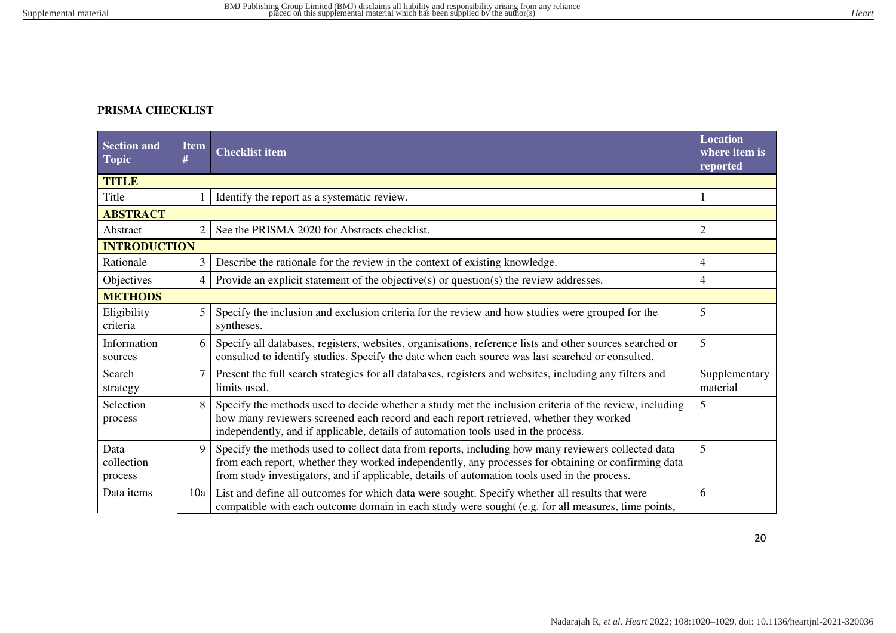**PRISMA CHECKLIST**

| Section and Topic | Item # | Checklist item | Location where item is reported |
|---|---|---|---|
| **TITLE** | | | |
| Title | 1 | Identify the report as a systematic review. | 1 |
| **ABSTRACT** | | | |
| Abstract | 2 | See the PRISMA 2020 for Abstracts checklist. | 2 |
| **INTRODUCTION** | | | |
| Rationale | 3 | Describe the rationale for the review in the context of existing knowledge. | 4 |
| Objectives | 4 | Provide an explicit statement of the objective(s) or question(s) the review addresses. | 4 |
| **METHODS** | | | |
| Eligibility criteria | 5 | Specify the inclusion and exclusion criteria for the review and how studies were grouped for the syntheses. | 5 |
| Information sources | 6 | Specify all databases, registers, websites, organisations, reference lists and other sources searched or consulted to identify studies. Specify the date when each source was last searched or consulted. | 5 |
| Search strategy | 7 | Present the full search strategies for all databases, registers and websites, including any filters and limits used. | Supplementary material |
| Selection process | 8 | Specify the methods used to decide whether a study met the inclusion criteria of the review, including how many reviewers screened each record and each report retrieved, whether they worked independently, and if applicable, details of automation tools used in the process. | 5 |
| Data collection process | 9 | Specify the methods used to collect data from reports, including how many reviewers collected data from each report, whether they worked independently, any processes for obtaining or confirming data from study investigators, and if applicable, details of automation tools used in the process. | 5 |
| Data items | 10a | List and define all outcomes for which data were sought. Specify whether all results that were compatible with each outcome domain in each study were sought (e.g. for all measures, time points, | 6 |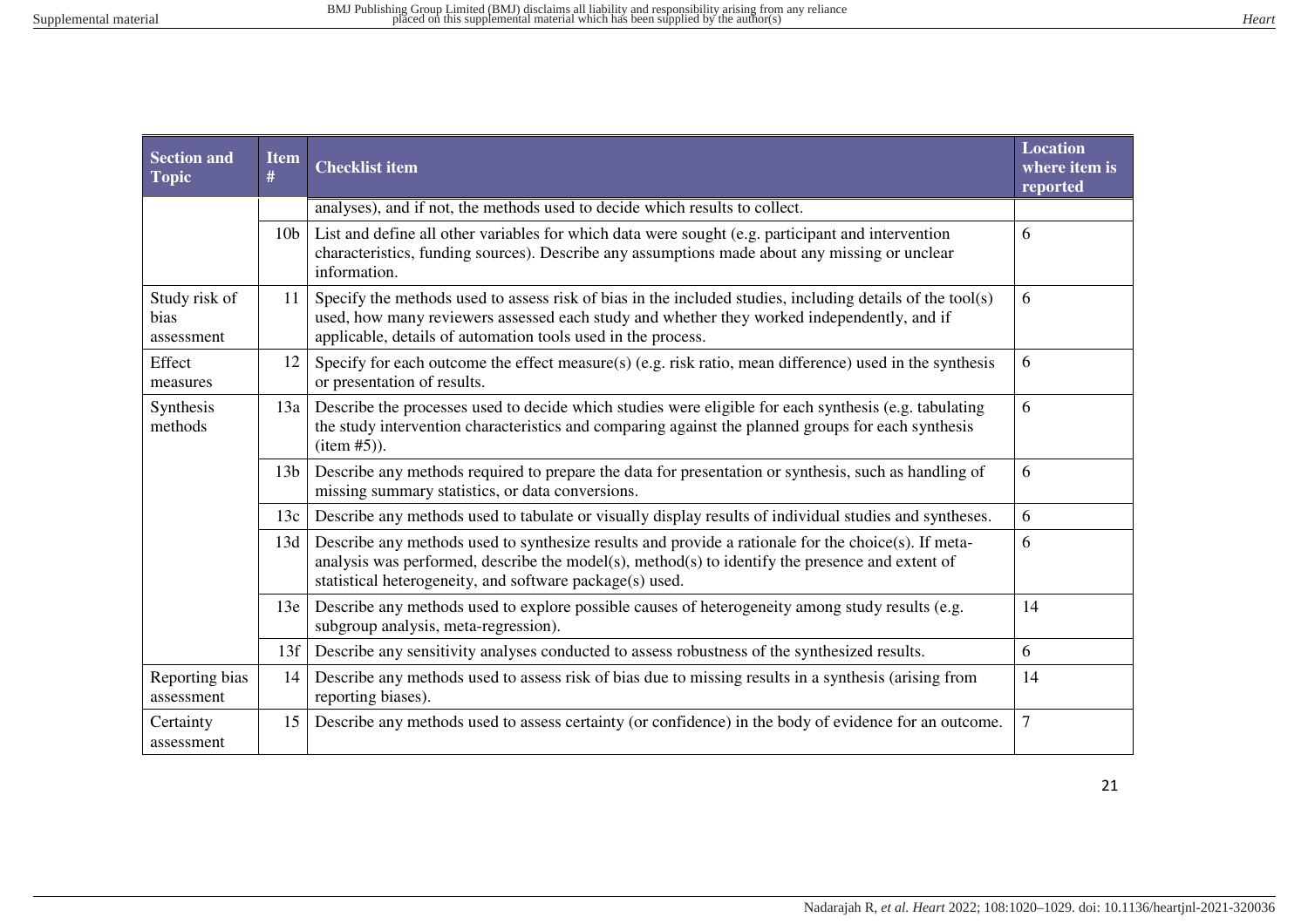| Section and Topic | Item # | Checklist item | Location where item is reported |
|---|---|---|---|
| | | analyses), and if not, the methods used to decide which results to collect. | |
| | 10b | List and define all other variables for which data were sought (e.g. participant and intervention characteristics, funding sources). Describe any assumptions made about any missing or unclear information. | 6 |
| Study risk of bias assessment | 11 | Specify the methods used to assess risk of bias in the included studies, including details of the tool(s) used, how many reviewers assessed each study and whether they worked independently, and if applicable, details of automation tools used in the process. | 6 |
| Effect measures | 12 | Specify for each outcome the effect measure(s) (e.g. risk ratio, mean difference) used in the synthesis or presentation of results. | 6 |
| Synthesis methods | 13a | Describe the processes used to decide which studies were eligible for each synthesis (e.g. tabulating the study intervention characteristics and comparing against the planned groups for each synthesis (item #5)). | 6 |
| | 13b | Describe any methods required to prepare the data for presentation or synthesis, such as handling of missing summary statistics, or data conversions. | 6 |
| | 13c | Describe any methods used to tabulate or visually display results of individual studies and syntheses. | 6 |
| | 13d | Describe any methods used to synthesize results and provide a rationale for the choice(s). If meta-analysis was performed, describe the model(s), method(s) to identify the presence and extent of statistical heterogeneity, and software package(s) used. | 6 |
| | 13e | Describe any methods used to explore possible causes of heterogeneity among study results (e.g. subgroup analysis, meta-regression). | 14 |
| | 13f | Describe any sensitivity analyses conducted to assess robustness of the synthesized results. | 6 |
| Reporting bias assessment | 14 | Describe any methods used to assess risk of bias due to missing results in a synthesis (arising from reporting biases). | 14 |
| Certainty assessment | 15 | Describe any methods used to assess certainty (or confidence) in the body of evidence for an outcome. | 7 |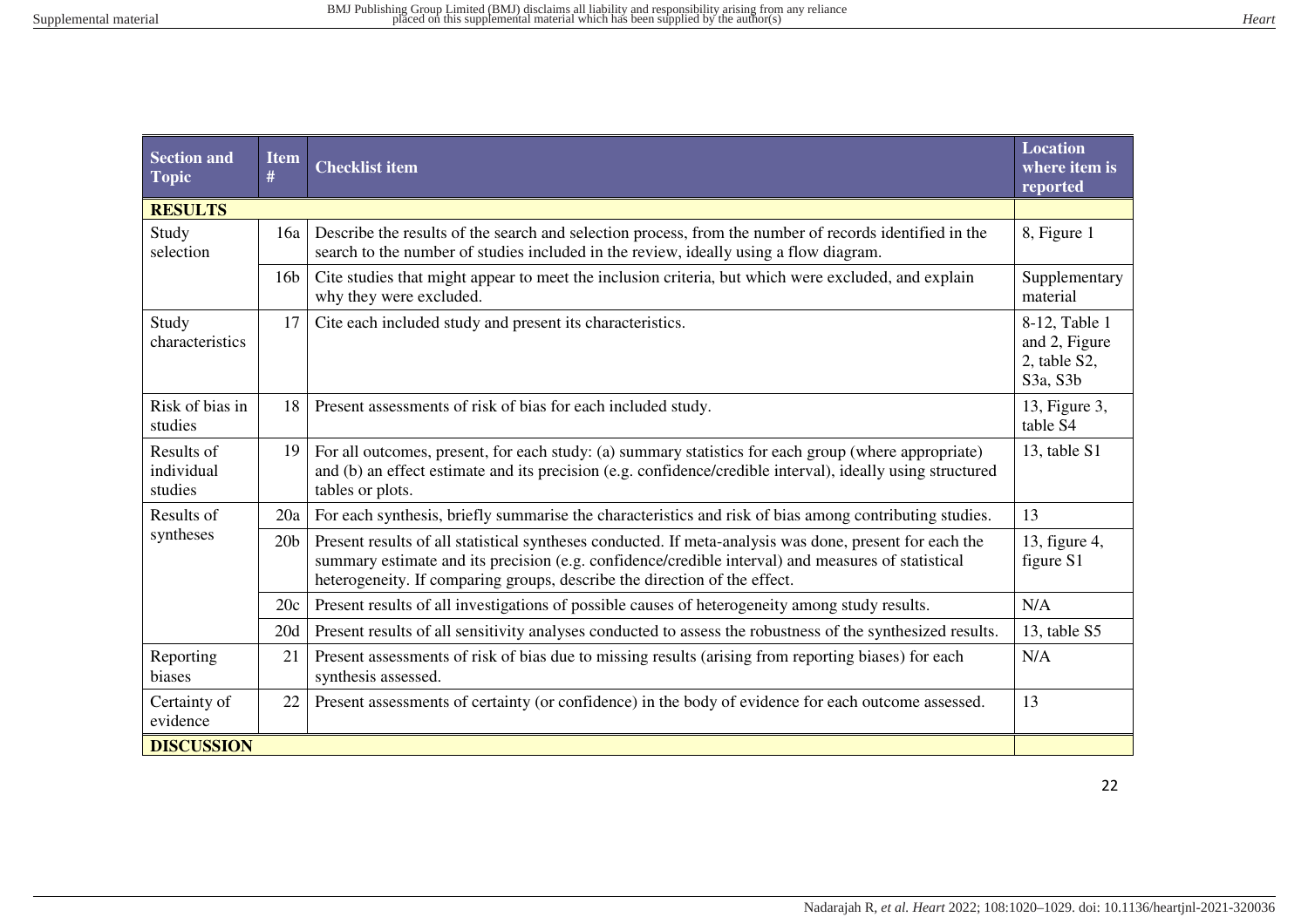| Section and Topic | Item # | Checklist item | Location where item is reported |
|---|---|---|---|
| **RESULTS** | | | |
| Study selection | 16a | Describe the results of the search and selection process, from the number of records identified in the search to the number of studies included in the review, ideally using a flow diagram. | 8, Figure 1 |
| | 16b | Cite studies that might appear to meet the inclusion criteria, but which were excluded, and explain why they were excluded. | Supplementary material |
| Study characteristics | 17 | Cite each included study and present its characteristics. | 8-12, Table 1 and 2, Figure 2, table S2, S3a, S3b |
| Risk of bias in studies | 18 | Present assessments of risk of bias for each included study. | 13, Figure 3, table S4 |
| Results of individual studies | 19 | For all outcomes, present, for each study: (a) summary statistics for each group (where appropriate) and (b) an effect estimate and its precision (e.g. confidence/credible interval), ideally using structured tables or plots. | 13, table S1 |
| Results of syntheses | 20a | For each synthesis, briefly summarise the characteristics and risk of bias among contributing studies. | 13 |
| | 20b | Present results of all statistical syntheses conducted. If meta-analysis was done, present for each the summary estimate and its precision (e.g. confidence/credible interval) and measures of statistical heterogeneity. If comparing groups, describe the direction of the effect. | 13, figure 4, figure S1 |
| | 20c | Present results of all investigations of possible causes of heterogeneity among study results. | N/A |
| | 20d | Present results of all sensitivity analyses conducted to assess the robustness of the synthesized results. | 13, table S5 |
| Reporting biases | 21 | Present assessments of risk of bias due to missing results (arising from reporting biases) for each synthesis assessed. | N/A |
| Certainty of evidence | 22 | Present assessments of certainty (or confidence) in the body of evidence for each outcome assessed. | 13 |
| **DISCUSSION** | | | |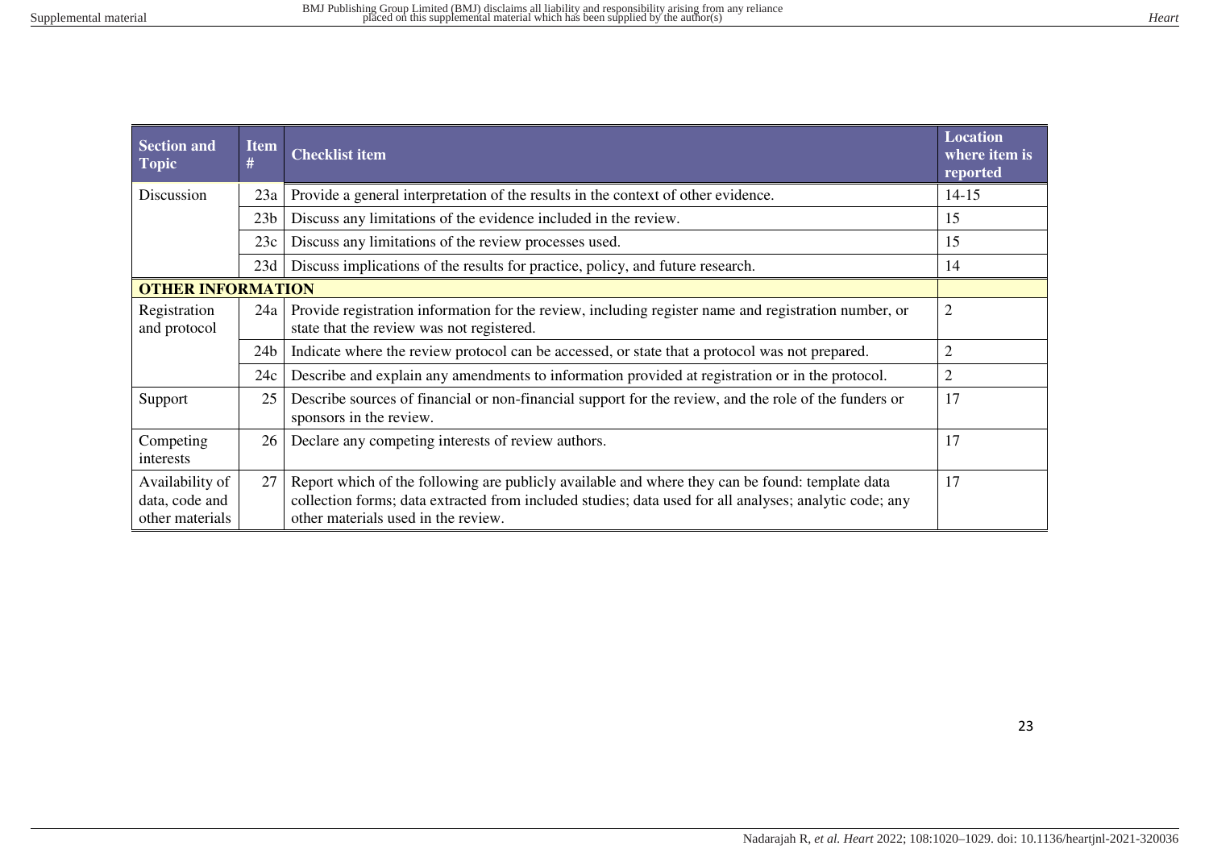| Section and Topic | Item # | Checklist item | Location where item is reported |
|---|---|---|---|
| Discussion | 23a | Provide a general interpretation of the results in the context of other evidence. | 14-15 |
| | 23b | Discuss any limitations of the evidence included in the review. | 15 |
| | 23c | Discuss any limitations of the review processes used. | 15 |
| | 23d | Discuss implications of the results for practice, policy, and future research. | 14 |
| **OTHER INFORMATION** | | | |
| Registration and protocol | 24a | Provide registration information for the review, including register name and registration number, or state that the review was not registered. | 2 |
| | 24b | Indicate where the review protocol can be accessed, or state that a protocol was not prepared. | 2 |
| | 24c | Describe and explain any amendments to information provided at registration or in the protocol. | 2 |
| Support | 25 | Describe sources of financial or non-financial support for the review, and the role of the funders or sponsors in the review. | 17 |
| Competing interests | 26 | Declare any competing interests of review authors. | 17 |
| Availability of data, code and other materials | 27 | Report which of the following are publicly available and where they can be found: template data collection forms; data extracted from included studies; data used for all analyses; analytic code; any other materials used in the review. | 17 |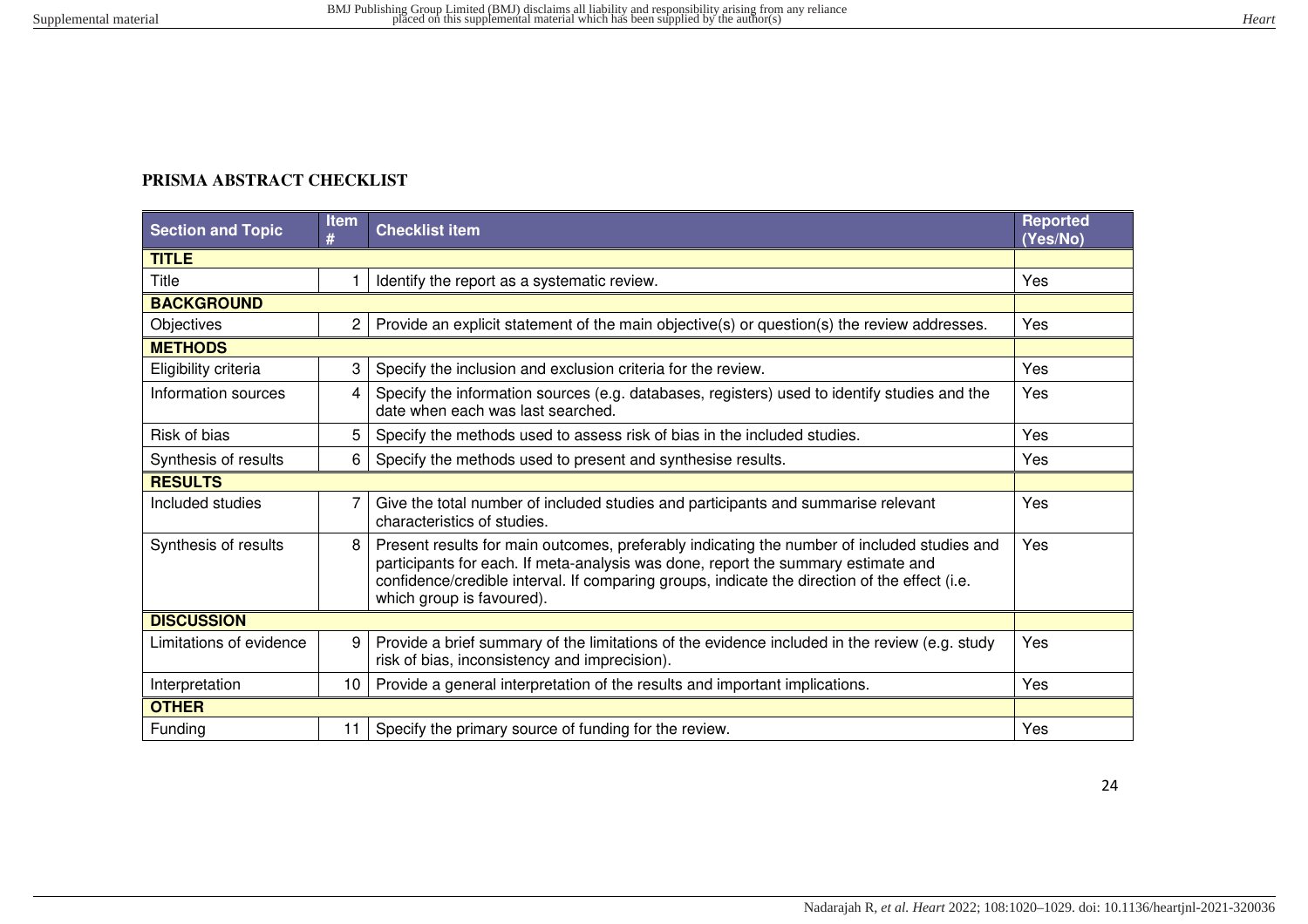## PRISMA ABSTRACT CHECKLIST

| Section and Topic | Item # | Checklist item | Reported (Yes/No) |
|---|---|---|---|
| **TITLE** | | | |
| Title | 1 | Identify the report as a systematic review. | Yes |
| **BACKGROUND** | | | |
| Objectives | 2 | Provide an explicit statement of the main objective(s) or question(s) the review addresses. | Yes |
| **METHODS** | | | |
| Eligibility criteria | 3 | Specify the inclusion and exclusion criteria for the review. | Yes |
| Information sources | 4 | Specify the information sources (e.g. databases, registers) used to identify studies and the date when each was last searched. | Yes |
| Risk of bias | 5 | Specify the methods used to assess risk of bias in the included studies. | Yes |
| Synthesis of results | 6 | Specify the methods used to present and synthesise results. | Yes |
| **RESULTS** | | | |
| Included studies | 7 | Give the total number of included studies and participants and summarise relevant characteristics of studies. | Yes |
| Synthesis of results | 8 | Present results for main outcomes, preferably indicating the number of included studies and participants for each. If meta-analysis was done, report the summary estimate and confidence/credible interval. If comparing groups, indicate the direction of the effect (i.e. which group is favoured). | Yes |
| **DISCUSSION** | | | |
| Limitations of evidence | 9 | Provide a brief summary of the limitations of the evidence included in the review (e.g. study risk of bias, inconsistency and imprecision). | Yes |
| Interpretation | 10 | Provide a general interpretation of the results and important implications. | Yes |
| **OTHER** | | | |
| Funding | 11 | Specify the primary source of funding for the review. | Yes |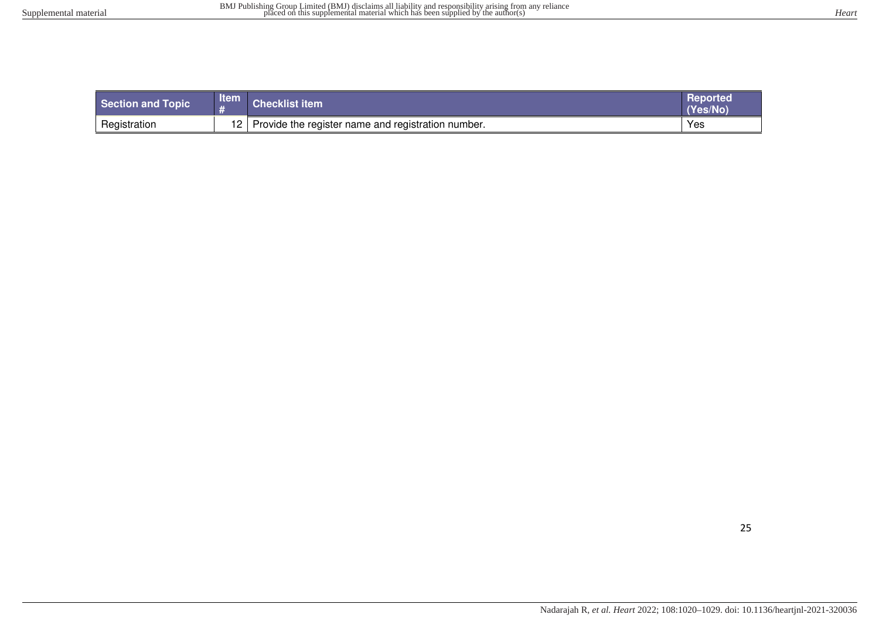| Section and Topic | Item # | Checklist item | Reported (Yes/No) |
|---|---|---|---|
| Registration | 12 | Provide the register name and registration number. | Yes |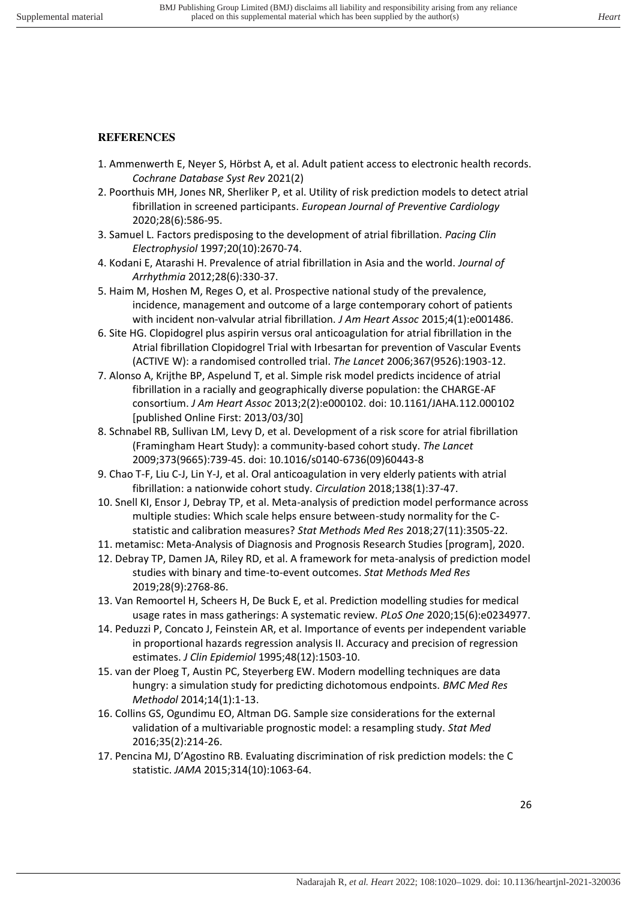## REFERENCES

1. Ammenwerth E, Neyer S, Hörbst A, et al. Adult patient access to electronic health records. *Cochrane Database Syst Rev* 2021(2)
2. Poorthuis MH, Jones NR, Sherliker P, et al. Utility of risk prediction models to detect atrial fibrillation in screened participants. *European Journal of Preventive Cardiology* 2020;28(6):586-95.
3. Samuel L. Factors predisposing to the development of atrial fibrillation. *Pacing Clin Electrophysiol* 1997;20(10):2670-74.
4. Kodani E, Atarashi H. Prevalence of atrial fibrillation in Asia and the world. *Journal of Arrhythmia* 2012;28(6):330-37.
5. Haim M, Hoshen M, Reges O, et al. Prospective national study of the prevalence, incidence, management and outcome of a large contemporary cohort of patients with incident non-valvular atrial fibrillation. *J Am Heart Assoc* 2015;4(1):e001486.
6. Site HG. Clopidogrel plus aspirin versus oral anticoagulation for atrial fibrillation in the Atrial fibrillation Clopidogrel Trial with Irbesartan for prevention of Vascular Events (ACTIVE W): a randomised controlled trial. *The Lancet* 2006;367(9526):1903-12.
7. Alonso A, Krijthe BP, Aspelund T, et al. Simple risk model predicts incidence of atrial fibrillation in a racially and geographically diverse population: the CHARGE-AF consortium. *J Am Heart Assoc* 2013;2(2):e000102. doi: 10.1161/JAHA.112.000102 [published Online First: 2013/03/30]
8. Schnabel RB, Sullivan LM, Levy D, et al. Development of a risk score for atrial fibrillation (Framingham Heart Study): a community-based cohort study. *The Lancet* 2009;373(9665):739-45. doi: 10.1016/s0140-6736(09)60443-8
9. Chao T-F, Liu C-J, Lin Y-J, et al. Oral anticoagulation in very elderly patients with atrial fibrillation: a nationwide cohort study. *Circulation* 2018;138(1):37-47.
10. Snell KI, Ensor J, Debray TP, et al. Meta-analysis of prediction model performance across multiple studies: Which scale helps ensure between-study normality for the C-statistic and calibration measures? *Stat Methods Med Res* 2018;27(11):3505-22.
11. metamisc: Meta-Analysis of Diagnosis and Prognosis Research Studies [program], 2020.
12. Debray TP, Damen JA, Riley RD, et al. A framework for meta-analysis of prediction model studies with binary and time-to-event outcomes. *Stat Methods Med Res* 2019;28(9):2768-86.
13. Van Remoortel H, Scheers H, De Buck E, et al. Prediction modelling studies for medical usage rates in mass gatherings: A systematic review. *PLoS One* 2020;15(6):e0234977.
14. Peduzzi P, Concato J, Feinstein AR, et al. Importance of events per independent variable in proportional hazards regression analysis II. Accuracy and precision of regression estimates. *J Clin Epidemiol* 1995;48(12):1503-10.
15. van der Ploeg T, Austin PC, Steyerberg EW. Modern modelling techniques are data hungry: a simulation study for predicting dichotomous endpoints. *BMC Med Res Methodol* 2014;14(1):1-13.
16. Collins GS, Ogundimu EO, Altman DG. Sample size considerations for the external validation of a multivariable prognostic model: a resampling study. *Stat Med* 2016;35(2):214-26.
17. Pencina MJ, D'Agostino RB. Evaluating discrimination of risk prediction models: the C statistic. *JAMA* 2015;314(10):1063-64.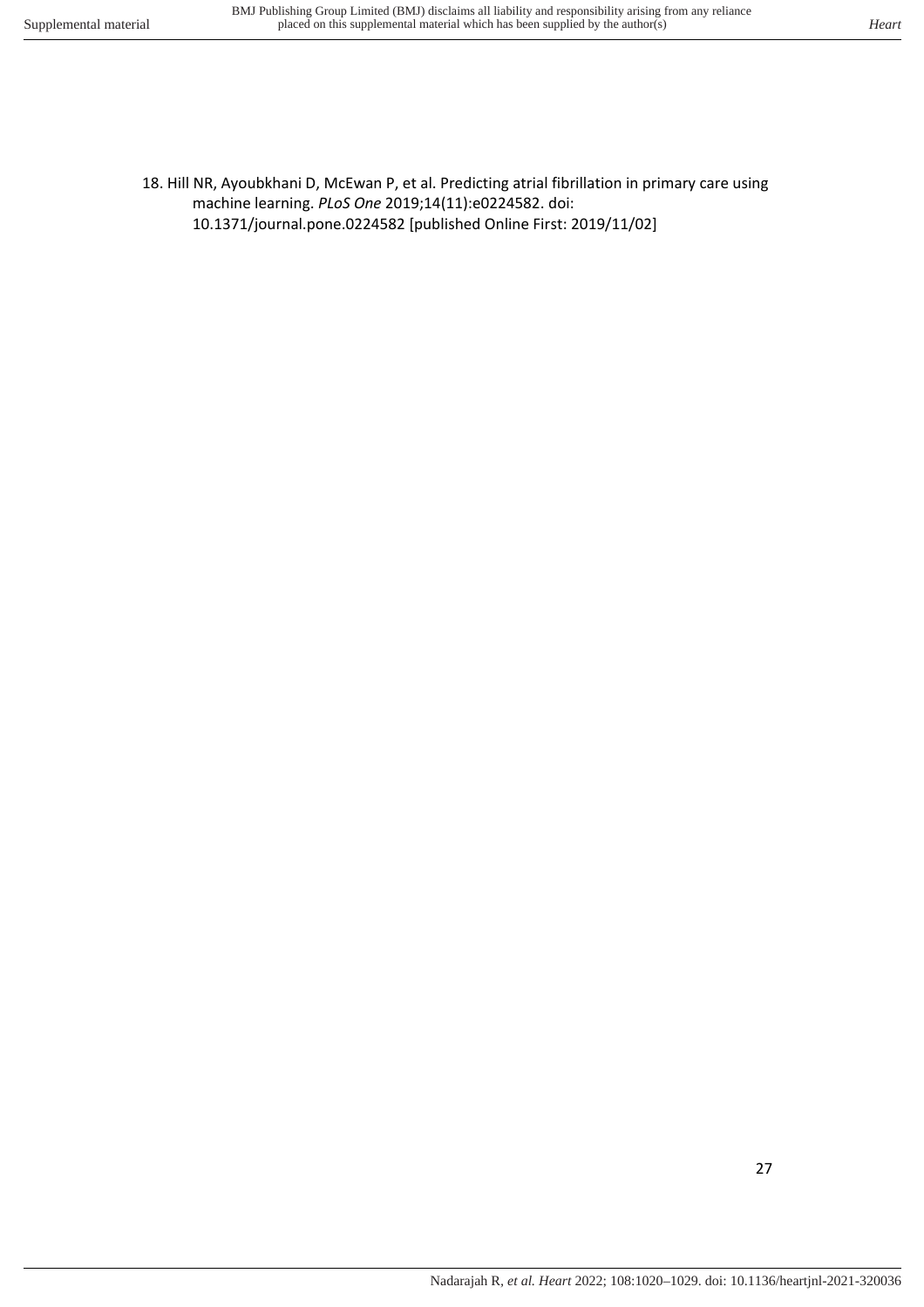18. Hill NR, Ayoubkhani D, McEwan P, et al. Predicting atrial fibrillation in primary care using machine learning. *PLoS One* 2019;14(11):e0224582. doi: 10.1371/journal.pone.0224582 [published Online First: 2019/11/02]